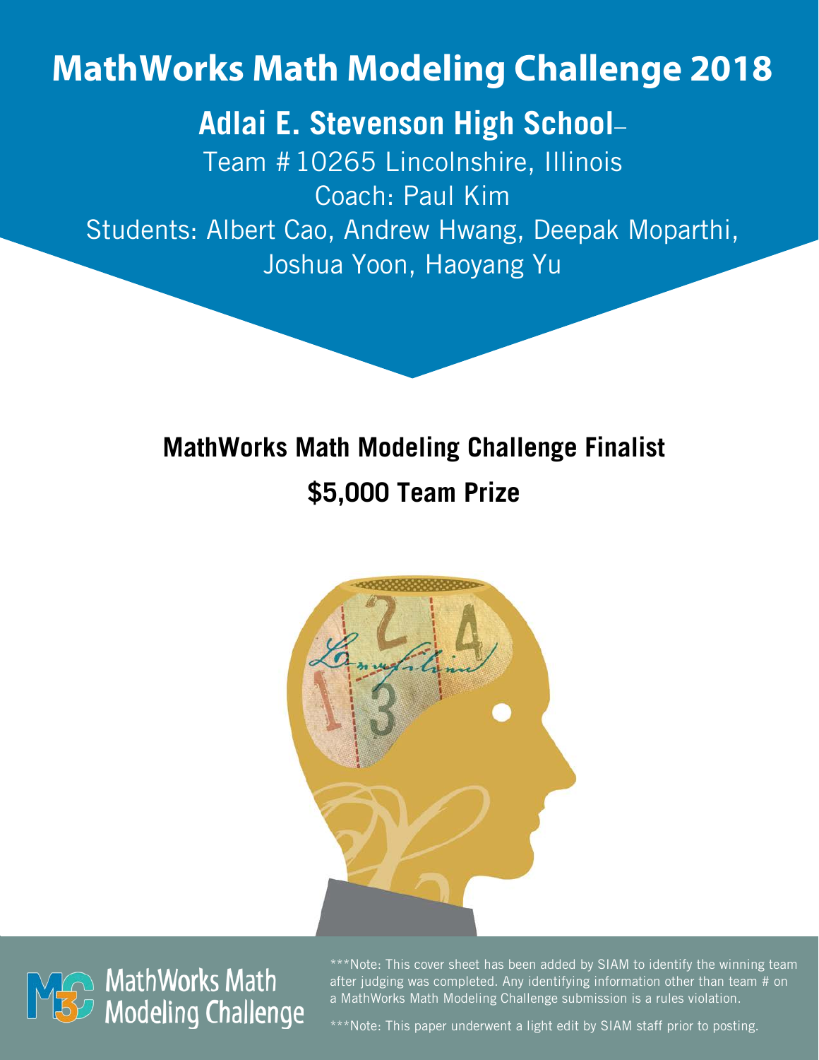# MathWorks Math Modeling Challenge 2018

## Adlai E. Stevenson High School–

Team # 10265 Lincolnshire, Illinois

Coach: Paul Kim

Students: Albert Cao, Andrew Hwang, Deepak Moparthi, Joshua Yoon, Haoyang Yu

**MathWorks Math Modeling Challenge Finalist**

**$5,000 Team Prize**

MathWorks Math Modeling Challenge

***Note: This cover sheet has been added by SIAM to identify the winning team after judging was completed. Any identifying information other than team # on a MathWorks Math Modeling Challenge submission is a rules violation.

***Note: This paper underwent a light edit by SIAM staff prior to posting.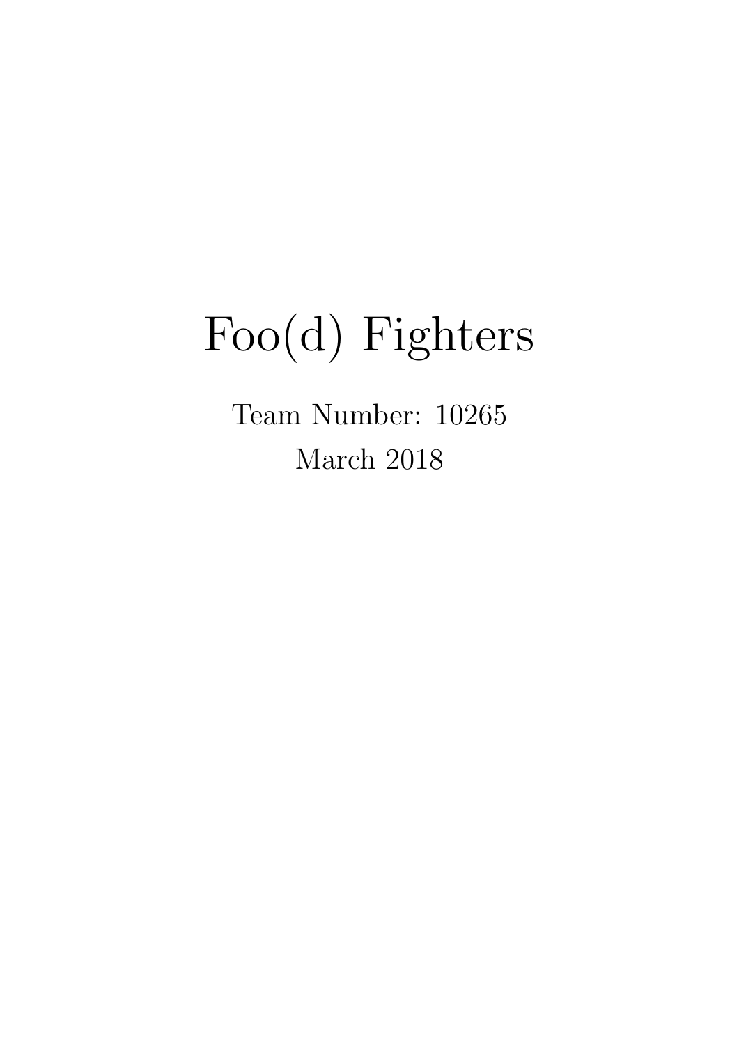# Foo(d) Fighters

Team Number: 10265

March 2018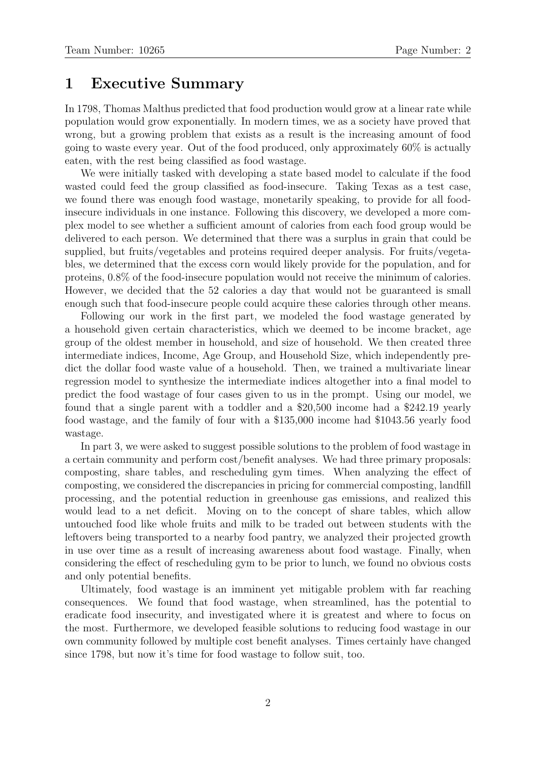# 1 Executive Summary

In 1798, Thomas Malthus predicted that food production would grow at a linear rate while population would grow exponentially. In modern times, we as a society have proved that wrong, but a growing problem that exists as a result is the increasing amount of food going to waste every year. Out of the food produced, only approximately 60% is actually eaten, with the rest being classified as food wastage.

We were initially tasked with developing a state based model to calculate if the food wasted could feed the group classified as food-insecure. Taking Texas as a test case, we found there was enough food wastage, monetarily speaking, to provide for all food-insecure individuals in one instance. Following this discovery, we developed a more complex model to see whether a sufficient amount of calories from each food group would be delivered to each person. We determined that there was a surplus in grain that could be supplied, but fruits/vegetables and proteins required deeper analysis. For fruits/vegetables, we determined that the excess corn would likely provide for the population, and for proteins, 0.8% of the food-insecure population would not receive the minimum of calories. However, we decided that the 52 calories a day that would not be guaranteed is small enough such that food-insecure people could acquire these calories through other means.

Following our work in the first part, we modeled the food wastage generated by a household given certain characteristics, which we deemed to be income bracket, age group of the oldest member in household, and size of household. We then created three intermediate indices, Income, Age Group, and Household Size, which independently predict the dollar food waste value of a household. Then, we trained a multivariate linear regression model to synthesize the intermediate indices altogether into a final model to predict the food wastage of four cases given to us in the prompt. Using our model, we found that a single parent with a toddler and a $20,500 income had a $242.19 yearly food wastage, and the family of four with a $135,000 income had $1043.56 yearly food wastage.

In part 3, we were asked to suggest possible solutions to the problem of food wastage in a certain community and perform cost/benefit analyses. We had three primary proposals: composting, share tables, and rescheduling gym times. When analyzing the effect of composting, we considered the discrepancies in pricing for commercial composting, landfill processing, and the potential reduction in greenhouse gas emissions, and realized this would lead to a net deficit. Moving on to the concept of share tables, which allow untouched food like whole fruits and milk to be traded out between students with the leftovers being transported to a nearby food pantry, we analyzed their projected growth in use over time as a result of increasing awareness about food wastage. Finally, when considering the effect of rescheduling gym to be prior to lunch, we found no obvious costs and only potential benefits.

Ultimately, food wastage is an imminent yet mitigable problem with far reaching consequences. We found that food wastage, when streamlined, has the potential to eradicate food insecurity, and investigated where it is greatest and where to focus on the most. Furthermore, we developed feasible solutions to reducing food wastage in our own community followed by multiple cost benefit analyses. Times certainly have changed since 1798, but now it's time for food wastage to follow suit, too.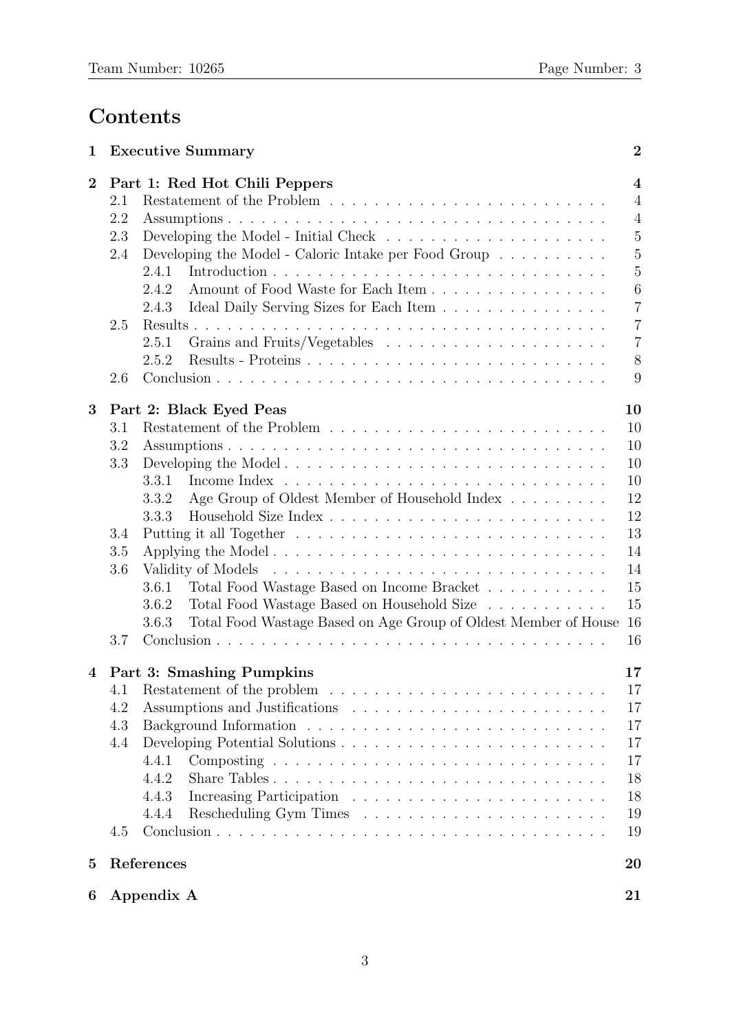# Contents

**1 Executive Summary** — **2**

**2 Part 1: Red Hot Chili Peppers** — **4**

- 2.1 Restatement of the Problem — 4
- 2.2 Assumptions — 4
- 2.3 Developing the Model - Initial Check — 5
- 2.4 Developing the Model - Caloric Intake per Food Group — 5
  - 2.4.1 Introduction — 5
  - 2.4.2 Amount of Food Waste for Each Item — 6
  - 2.4.3 Ideal Daily Serving Sizes for Each Item — 7
- 2.5 Results — 7
  - 2.5.1 Grains and Fruits/Vegetables — 7
  - 2.5.2 Results - Proteins — 8
- 2.6 Conclusion — 9

**3 Part 2: Black Eyed Peas** — **10**

- 3.1 Restatement of the Problem — 10
- 3.2 Assumptions — 10
- 3.3 Developing the Model — 10
  - 3.3.1 Income Index — 10
  - 3.3.2 Age Group of Oldest Member of Household Index — 12
  - 3.3.3 Household Size Index — 12
- 3.4 Putting it all Together — 13
- 3.5 Applying the Model — 14
- 3.6 Validity of Models — 14
  - 3.6.1 Total Food Wastage Based on Income Bracket — 15
  - 3.6.2 Total Food Wastage Based on Household Size — 15
  - 3.6.3 Total Food Wastage Based on Age Group of Oldest Member of House — 16
- 3.7 Conclusion — 16

**4 Part 3: Smashing Pumpkins** — **17**

- 4.1 Restatement of the problem — 17
- 4.2 Assumptions and Justifications — 17
- 4.3 Background Information — 17
- 4.4 Developing Potential Solutions — 17
  - 4.4.1 Composting — 17
  - 4.4.2 Share Tables — 18
  - 4.4.3 Increasing Participation — 18
  - 4.4.4 Rescheduling Gym Times — 19
- 4.5 Conclusion — 19

**5 References** — **20**

**6 Appendix A** — **21**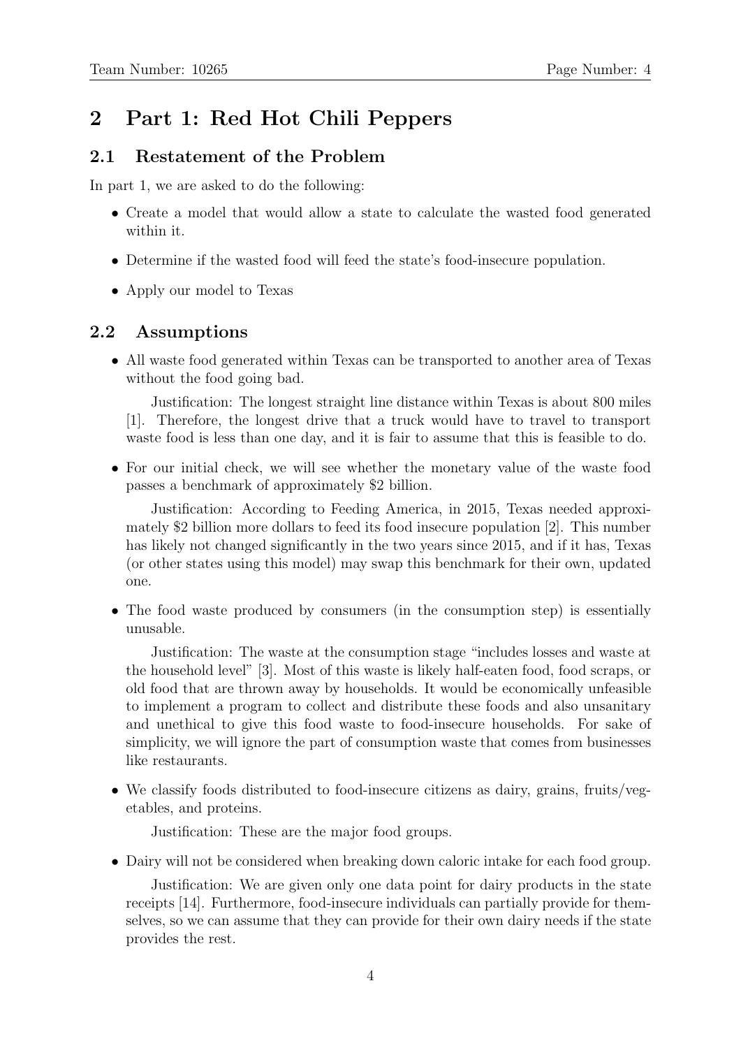# 2 Part 1: Red Hot Chili Peppers

## 2.1 Restatement of the Problem

In part 1, we are asked to do the following:

- Create a model that would allow a state to calculate the wasted food generated within it.
- Determine if the wasted food will feed the state's food-insecure population.
- Apply our model to Texas

## 2.2 Assumptions

- All waste food generated within Texas can be transported to another area of Texas without the food going bad.

  Justification: The longest straight line distance within Texas is about 800 miles [1]. Therefore, the longest drive that a truck would have to travel to transport waste food is less than one day, and it is fair to assume that this is feasible to do.

- For our initial check, we will see whether the monetary value of the waste food passes a benchmark of approximately $2 billion.

  Justification: According to Feeding America, in 2015, Texas needed approximately $2 billion more dollars to feed its food insecure population [2]. This number has likely not changed significantly in the two years since 2015, and if it has, Texas (or other states using this model) may swap this benchmark for their own, updated one.

- The food waste produced by consumers (in the consumption step) is essentially unusable.

  Justification: The waste at the consumption stage "includes losses and waste at the household level" [3]. Most of this waste is likely half-eaten food, food scraps, or old food that are thrown away by households. It would be economically unfeasible to implement a program to collect and distribute these foods and also unsanitary and unethical to give this food waste to food-insecure households. For sake of simplicity, we will ignore the part of consumption waste that comes from businesses like restaurants.

- We classify foods distributed to food-insecure citizens as dairy, grains, fruits/vegetables, and proteins.

  Justification: These are the major food groups.

- Dairy will not be considered when breaking down caloric intake for each food group.

  Justification: We are given only one data point for dairy products in the state receipts [14]. Furthermore, food-insecure individuals can partially provide for themselves, so we can assume that they can provide for their own dairy needs if the state provides the rest.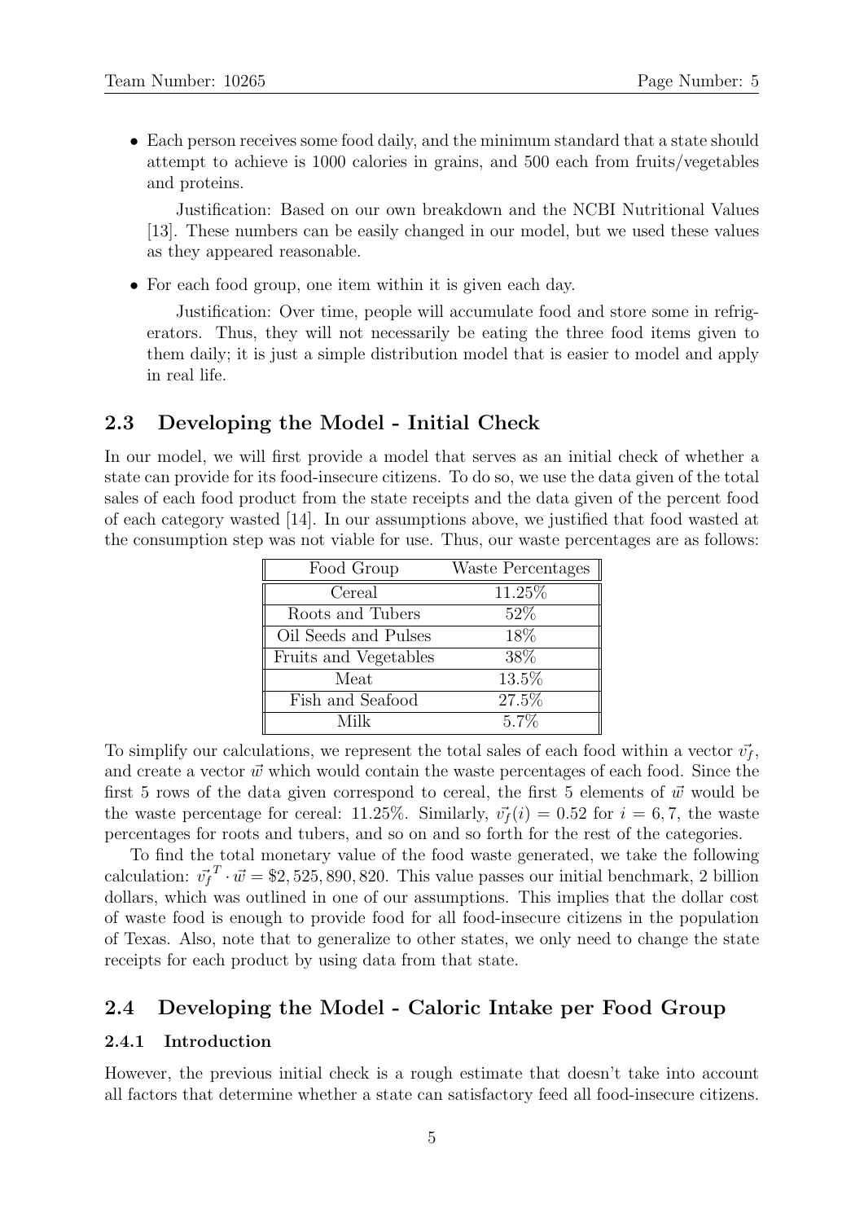- Each person receives some food daily, and the minimum standard that a state should attempt to achieve is 1000 calories in grains, and 500 each from fruits/vegetables and proteins.

  Justification: Based on our own breakdown and the NCBI Nutritional Values [13]. These numbers can be easily changed in our model, but we used these values as they appeared reasonable.

- For each food group, one item within it is given each day.

  Justification: Over time, people will accumulate food and store some in refrigerators. Thus, they will not necessarily be eating the three food items given to them daily; it is just a simple distribution model that is easier to model and apply in real life.

## 2.3 Developing the Model - Initial Check

In our model, we will first provide a model that serves as an initial check of whether a state can provide for its food-insecure citizens. To do so, we use the data given of the total sales of each food product from the state receipts and the data given of the percent food of each category wasted [14]. In our assumptions above, we justified that food wasted at the consumption step was not viable for use. Thus, our waste percentages are as follows:

| Food Group | Waste Percentages |
|---|---|
| Cereal | 11.25% |
| Roots and Tubers | 52% |
| Oil Seeds and Pulses | 18% |
| Fruits and Vegetables | 38% |
| Meat | 13.5% |
| Fish and Seafood | 27.5% |
| Milk | 5.7% |

To simplify our calculations, we represent the total sales of each food within a vector $\vec{v_f}$, and create a vector $\vec{w}$ which would contain the waste percentages of each food. Since the first 5 rows of the data given correspond to cereal, the first 5 elements of $\vec{w}$ would be the waste percentage for cereal: 11.25%. Similarly, $\vec{v_f}(i) = 0.52$ for $i = 6, 7$, the waste percentages for roots and tubers, and so on and so forth for the rest of the categories.

To find the total monetary value of the food waste generated, we take the following calculation: $\vec{v_f}^T \cdot \vec{w} = \$2,525,890,820$. This value passes our initial benchmark, 2 billion dollars, which was outlined in one of our assumptions. This implies that the dollar cost of waste food is enough to provide food for all food-insecure citizens in the population of Texas. Also, note that to generalize to other states, we only need to change the state receipts for each product by using data from that state.

## 2.4 Developing the Model - Caloric Intake per Food Group

### 2.4.1 Introduction

However, the previous initial check is a rough estimate that doesn't take into account all factors that determine whether a state can satisfactory feed all food-insecure citizens.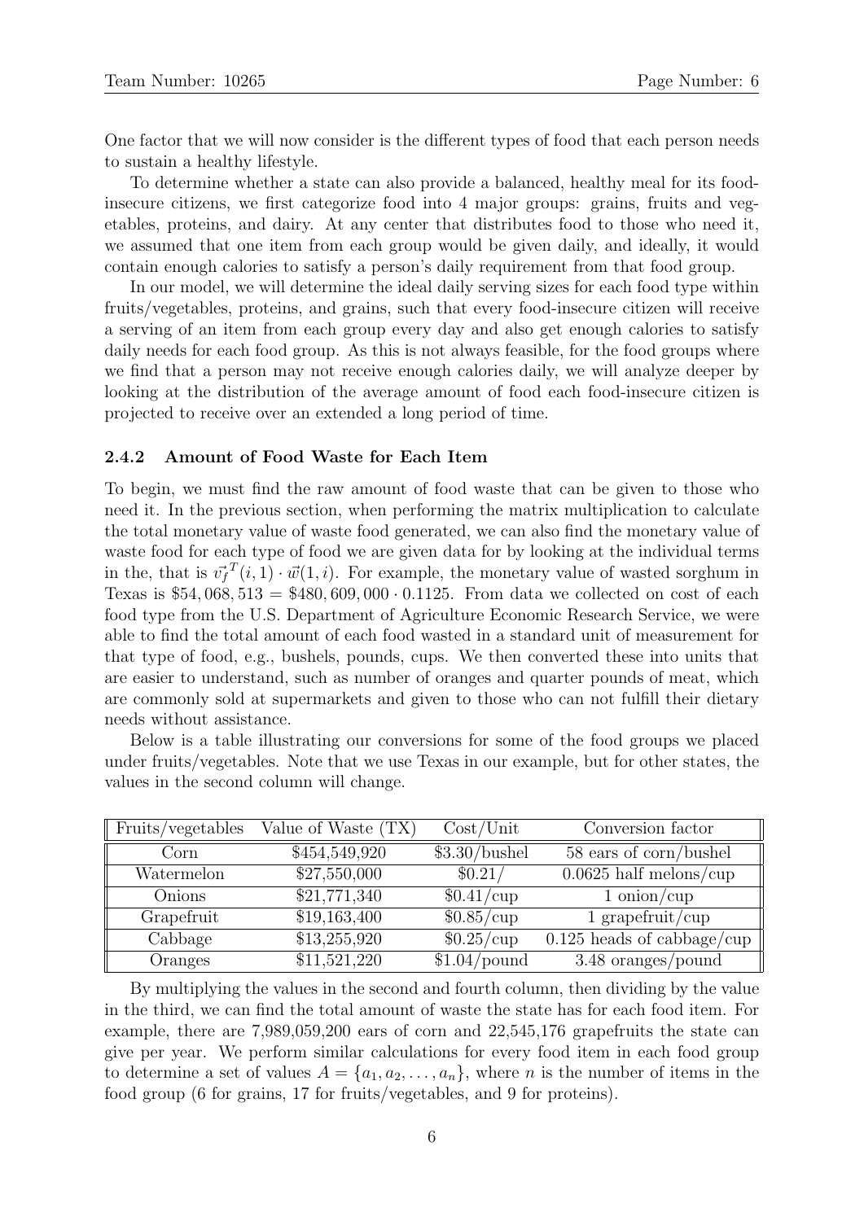One factor that we will now consider is the different types of food that each person needs to sustain a healthy lifestyle.

To determine whether a state can also provide a balanced, healthy meal for its food-insecure citizens, we first categorize food into 4 major groups: grains, fruits and vegetables, proteins, and dairy. At any center that distributes food to those who need it, we assumed that one item from each group would be given daily, and ideally, it would contain enough calories to satisfy a person's daily requirement from that food group.

In our model, we will determine the ideal daily serving sizes for each food type within fruits/vegetables, proteins, and grains, such that every food-insecure citizen will receive a serving of an item from each group every day and also get enough calories to satisfy daily needs for each food group. As this is not always feasible, for the food groups where we find that a person may not receive enough calories daily, we will analyze deeper by looking at the distribution of the average amount of food each food-insecure citizen is projected to receive over an extended a long period of time.

### 2.4.2 Amount of Food Waste for Each Item

To begin, we must find the raw amount of food waste that can be given to those who need it. In the previous section, when performing the matrix multiplication to calculate the total monetary value of waste food generated, we can also find the monetary value of waste food for each type of food we are given data for by looking at the individual terms in the, that is $\vec{v_f}^T(i,1) \cdot \vec{w}(1,i)$. For example, the monetary value of wasted sorghum in Texas is $\$54,068,513 = \$480,609,000 \cdot 0.1125$. From data we collected on cost of each food type from the U.S. Department of Agriculture Economic Research Service, we were able to find the total amount of each food wasted in a standard unit of measurement for that type of food, e.g., bushels, pounds, cups. We then converted these into units that are easier to understand, such as number of oranges and quarter pounds of meat, which are commonly sold at supermarkets and given to those who can not fulfill their dietary needs without assistance.

Below is a table illustrating our conversions for some of the food groups we placed under fruits/vegetables. Note that we use Texas in our example, but for other states, the values in the second column will change.

| Fruits/vegetables | Value of Waste (TX) | Cost/Unit | Conversion factor |
|---|---|---|---|
| Corn | \$454,549,920 | \$3.30/bushel | 58 ears of corn/bushel |
| Watermelon | \$27,550,000 | \$0.21/ | 0.0625 half melons/cup |
| Onions | \$21,771,340 | \$0.41/cup | 1 onion/cup |
| Grapefruit | \$19,163,400 | \$0.85/cup | 1 grapefruit/cup |
| Cabbage | \$13,255,920 | \$0.25/cup | 0.125 heads of cabbage/cup |
| Oranges | \$11,521,220 | \$1.04/pound | 3.48 oranges/pound |

By multiplying the values in the second and fourth column, then dividing by the value in the third, we can find the total amount of waste the state has for each food item. For example, there are 7,989,059,200 ears of corn and 22,545,176 grapefruits the state can give per year. We perform similar calculations for every food item in each food group to determine a set of values $A = \{a_1, a_2, \ldots, a_n\}$, where $n$ is the number of items in the food group (6 for grains, 17 for fruits/vegetables, and 9 for proteins).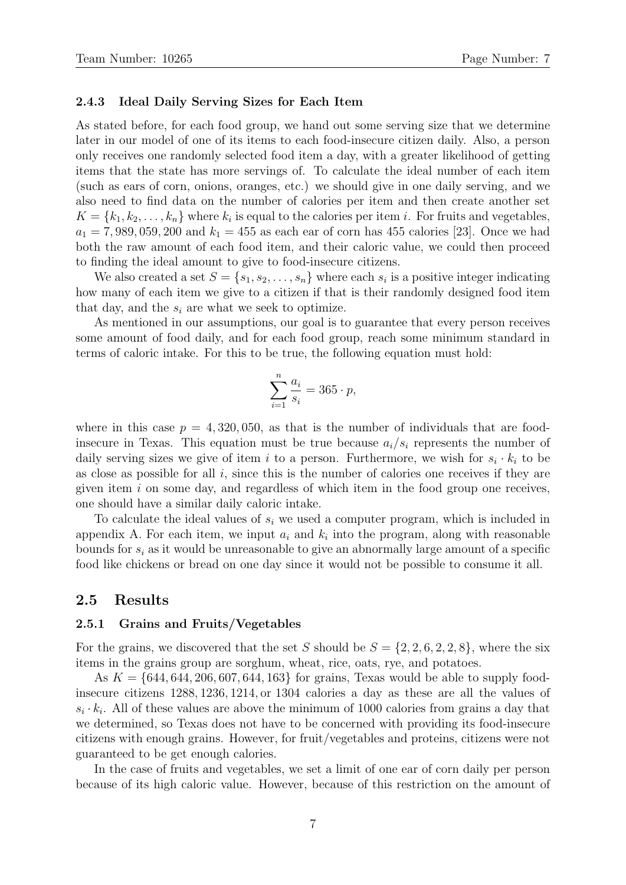#### 2.4.3 Ideal Daily Serving Sizes for Each Item

As stated before, for each food group, we hand out some serving size that we determine later in our model of one of its items to each food-insecure citizen daily. Also, a person only receives one randomly selected food item a day, with a greater likelihood of getting items that the state has more servings of. To calculate the ideal number of each item (such as ears of corn, onions, oranges, etc.) we should give in one daily serving, and we also need to find data on the number of calories per item and then create another set $K = \{k_1, k_2, \ldots, k_n\}$ where $k_i$ is equal to the calories per item $i$. For fruits and vegetables, $a_1 = 7,989,059,200$ and $k_1 = 455$ as each ear of corn has 455 calories [23]. Once we had both the raw amount of each food item, and their caloric value, we could then proceed to finding the ideal amount to give to food-insecure citizens.

We also created a set $S = \{s_1, s_2, \ldots, s_n\}$ where each $s_i$ is a positive integer indicating how many of each item we give to a citizen if that is their randomly designed food item that day, and the $s_i$ are what we seek to optimize.

As mentioned in our assumptions, our goal is to guarantee that every person receives some amount of food daily, and for each food group, reach some minimum standard in terms of caloric intake. For this to be true, the following equation must hold:

$$\sum_{i=1}^{n} \frac{a_i}{s_i} = 365 \cdot p,$$

where in this case $p = 4,320,050$, as that is the number of individuals that are food-insecure in Texas. This equation must be true because $a_i/s_i$ represents the number of daily serving sizes we give of item $i$ to a person. Furthermore, we wish for $s_i \cdot k_i$ to be as close as possible for all $i$, since this is the number of calories one receives if they are given item $i$ on some day, and regardless of which item in the food group one receives, one should have a similar daily caloric intake.

To calculate the ideal values of $s_i$ we used a computer program, which is included in appendix A. For each item, we input $a_i$ and $k_i$ into the program, along with reasonable bounds for $s_i$ as it would be unreasonable to give an abnormally large amount of a specific food like chickens or bread on one day since it would not be possible to consume it all.

## 2.5 Results

### 2.5.1 Grains and Fruits/Vegetables

For the grains, we discovered that the set $S$ should be $S = \{2, 2, 6, 2, 2, 8\}$, where the six items in the grains group are sorghum, wheat, rice, oats, rye, and potatoes.

As $K = \{644, 644, 206, 607, 644, 163\}$ for grains, Texas would be able to supply food-insecure citizens $1288, 1236, 1214$, or $1304$ calories a day as these are all the values of $s_i \cdot k_i$. All of these values are above the minimum of 1000 calories from grains a day that we determined, so Texas does not have to be concerned with providing its food-insecure citizens with enough grains. However, for fruit/vegetables and proteins, citizens were not guaranteed to be get enough calories.

In the case of fruits and vegetables, we set a limit of one ear of corn daily per person because of its high caloric value. However, because of this restriction on the amount of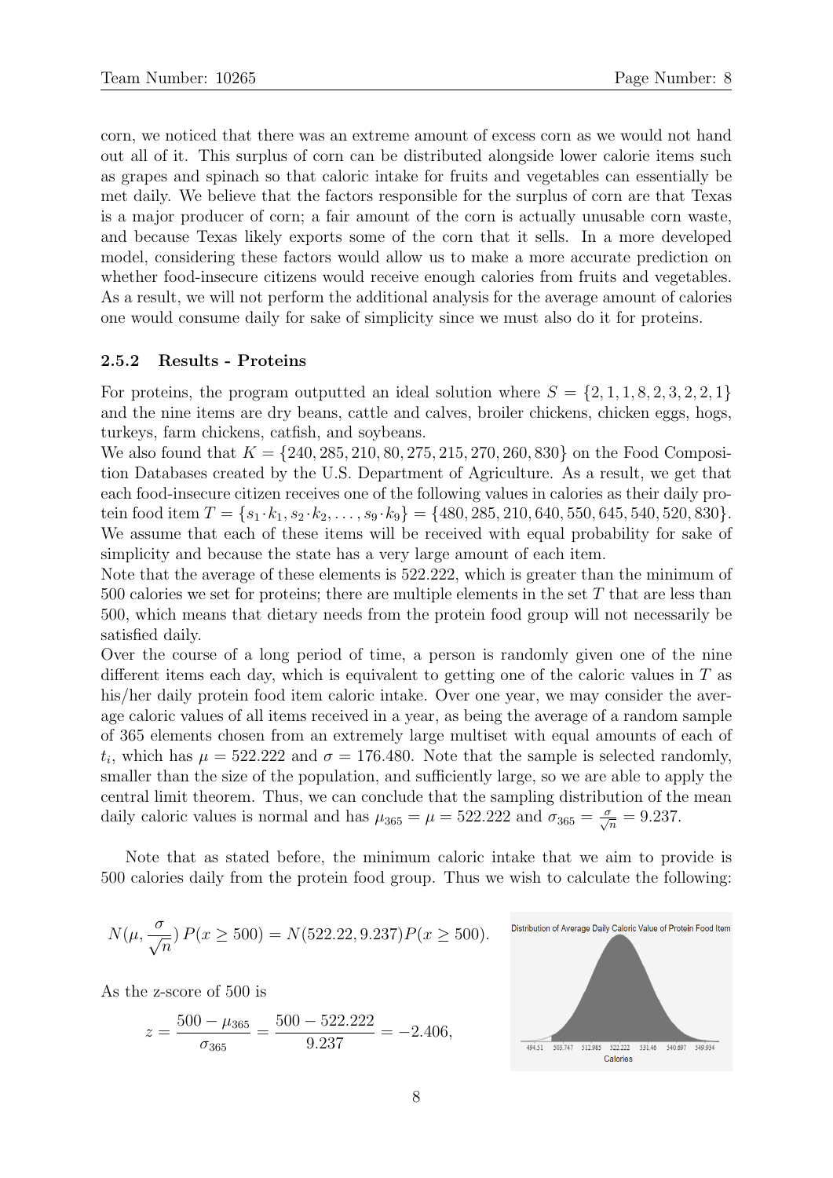corn, we noticed that there was an extreme amount of excess corn as we would not hand out all of it. This surplus of corn can be distributed alongside lower calorie items such as grapes and spinach so that caloric intake for fruits and vegetables can essentially be met daily. We believe that the factors responsible for the surplus of corn are that Texas is a major producer of corn; a fair amount of the corn is actually unusable corn waste, and because Texas likely exports some of the corn that it sells. In a more developed model, considering these factors would allow us to make a more accurate prediction on whether food-insecure citizens would receive enough calories from fruits and vegetables. As a result, we will not perform the additional analysis for the average amount of calories one would consume daily for sake of simplicity since we must also do it for proteins.

### 2.5.2 Results - Proteins

For proteins, the program outputted an ideal solution where $S = \{2, 1, 1, 8, 2, 3, 2, 2, 1\}$ and the nine items are dry beans, cattle and calves, broiler chickens, chicken eggs, hogs, turkeys, farm chickens, catfish, and soybeans.

We also found that $K = \{240, 285, 210, 80, 275, 215, 270, 260, 830\}$ on the Food Composition Databases created by the U.S. Department of Agriculture. As a result, we get that each food-insecure citizen receives one of the following values in calories as their daily protein food item $T = \{s_1 \cdot k_1, s_2 \cdot k_2, \ldots, s_9 \cdot k_9\} = \{480, 285, 210, 640, 550, 645, 540, 520, 830\}$. We assume that each of these items will be received with equal probability for sake of simplicity and because the state has a very large amount of each item.

Note that the average of these elements is 522.222, which is greater than the minimum of 500 calories we set for proteins; there are multiple elements in the set $T$ that are less than 500, which means that dietary needs from the protein food group will not necessarily be satisfied daily.

Over the course of a long period of time, a person is randomly given one of the nine different items each day, which is equivalent to getting one of the caloric values in $T$ as his/her daily protein food item caloric intake. Over one year, we may consider the average caloric values of all items received in a year, as being the average of a random sample of 365 elements chosen from an extremely large multiset with equal amounts of each of $t_i$, which has $\mu = 522.222$ and $\sigma = 176.480$. Note that the sample is selected randomly, smaller than the size of the population, and sufficiently large, so we are able to apply the central limit theorem. Thus, we can conclude that the sampling distribution of the mean daily caloric values is normal and has $\mu_{365} = \mu = 522.222$ and $\sigma_{365} = \frac{\sigma}{\sqrt{n}} = 9.237$.

Note that as stated before, the minimum caloric intake that we aim to provide is 500 calories daily from the protein food group. Thus we wish to calculate the following:

$$N(\mu, \frac{\sigma}{\sqrt{n}})\, P(x \geq 500) = N(522.22, 9.237)P(x \geq 500).$$

Distribution of Average Daily Caloric Value of Protein Food Item

494.51 503.747 512.985 522.222 531.46 540.697 549.934

Calories

As the z-score of 500 is

$$z = \frac{500 - \mu_{365}}{\sigma_{365}} = \frac{500 - 522.222}{9.237} = -2.406,$$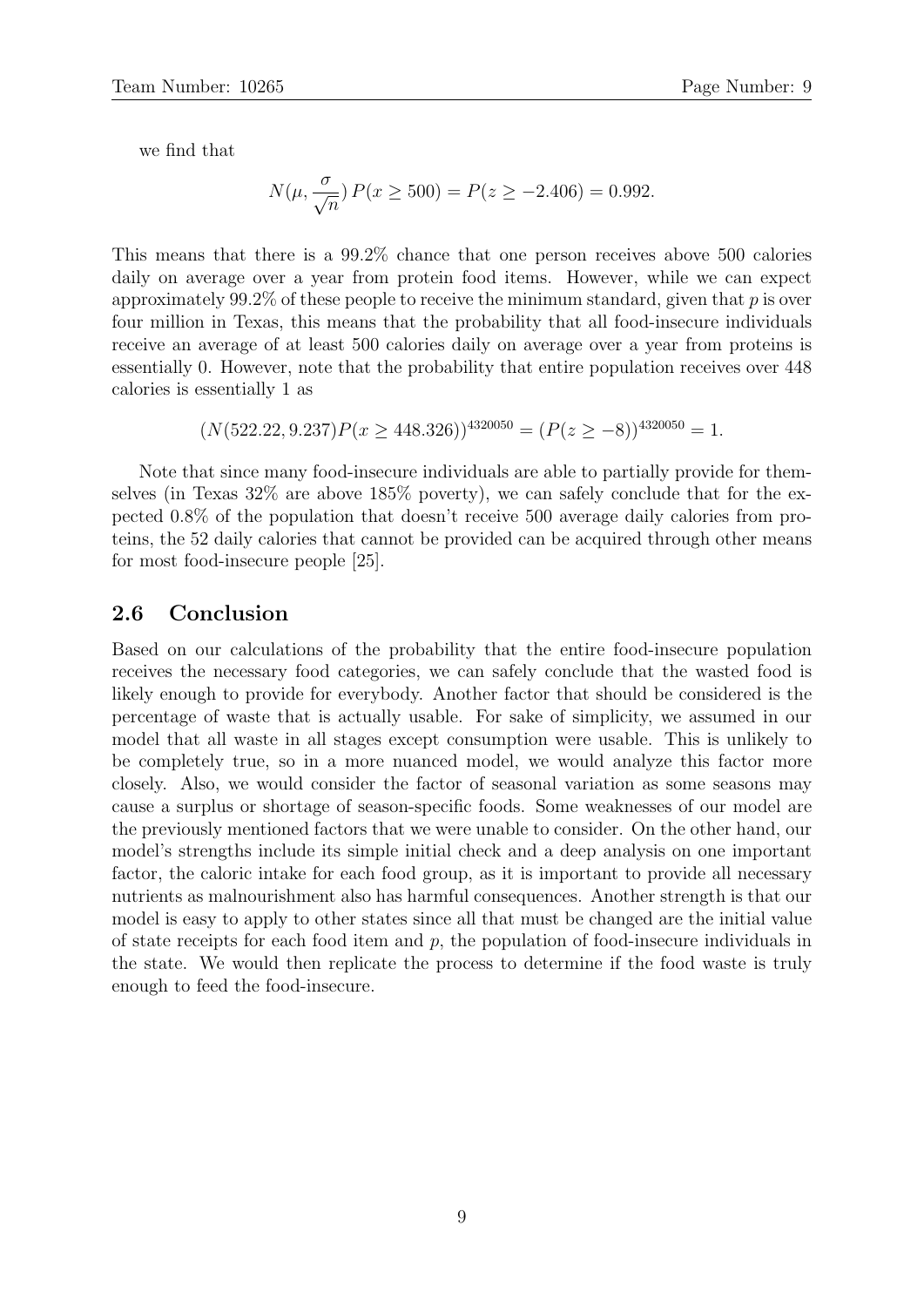we find that

$$N(\mu, \frac{\sigma}{\sqrt{n}})\, P(x \geq 500) = P(z \geq -2.406) = 0.992.$$

This means that there is a 99.2% chance that one person receives above 500 calories daily on average over a year from protein food items. However, while we can expect approximately 99.2% of these people to receive the minimum standard, given that $p$ is over four million in Texas, this means that the probability that all food-insecure individuals receive an average of at least 500 calories daily on average over a year from proteins is essentially 0. However, note that the probability that entire population receives over 448 calories is essentially 1 as

$$(N(522.22, 9.237)P(x \geq 448.326))^{4320050} = (P(z \geq -8))^{4320050} = 1.$$

Note that since many food-insecure individuals are able to partially provide for themselves (in Texas 32% are above 185% poverty), we can safely conclude that for the expected 0.8% of the population that doesn't receive 500 average daily calories from proteins, the 52 daily calories that cannot be provided can be acquired through other means for most food-insecure people [25].

## 2.6 Conclusion

Based on our calculations of the probability that the entire food-insecure population receives the necessary food categories, we can safely conclude that the wasted food is likely enough to provide for everybody. Another factor that should be considered is the percentage of waste that is actually usable. For sake of simplicity, we assumed in our model that all waste in all stages except consumption were usable. This is unlikely to be completely true, so in a more nuanced model, we would analyze this factor more closely. Also, we would consider the factor of seasonal variation as some seasons may cause a surplus or shortage of season-specific foods. Some weaknesses of our model are the previously mentioned factors that we were unable to consider. On the other hand, our model's strengths include its simple initial check and a deep analysis on one important factor, the caloric intake for each food group, as it is important to provide all necessary nutrients as malnourishment also has harmful consequences. Another strength is that our model is easy to apply to other states since all that must be changed are the initial value of state receipts for each food item and $p$, the population of food-insecure individuals in the state. We would then replicate the process to determine if the food waste is truly enough to feed the food-insecure.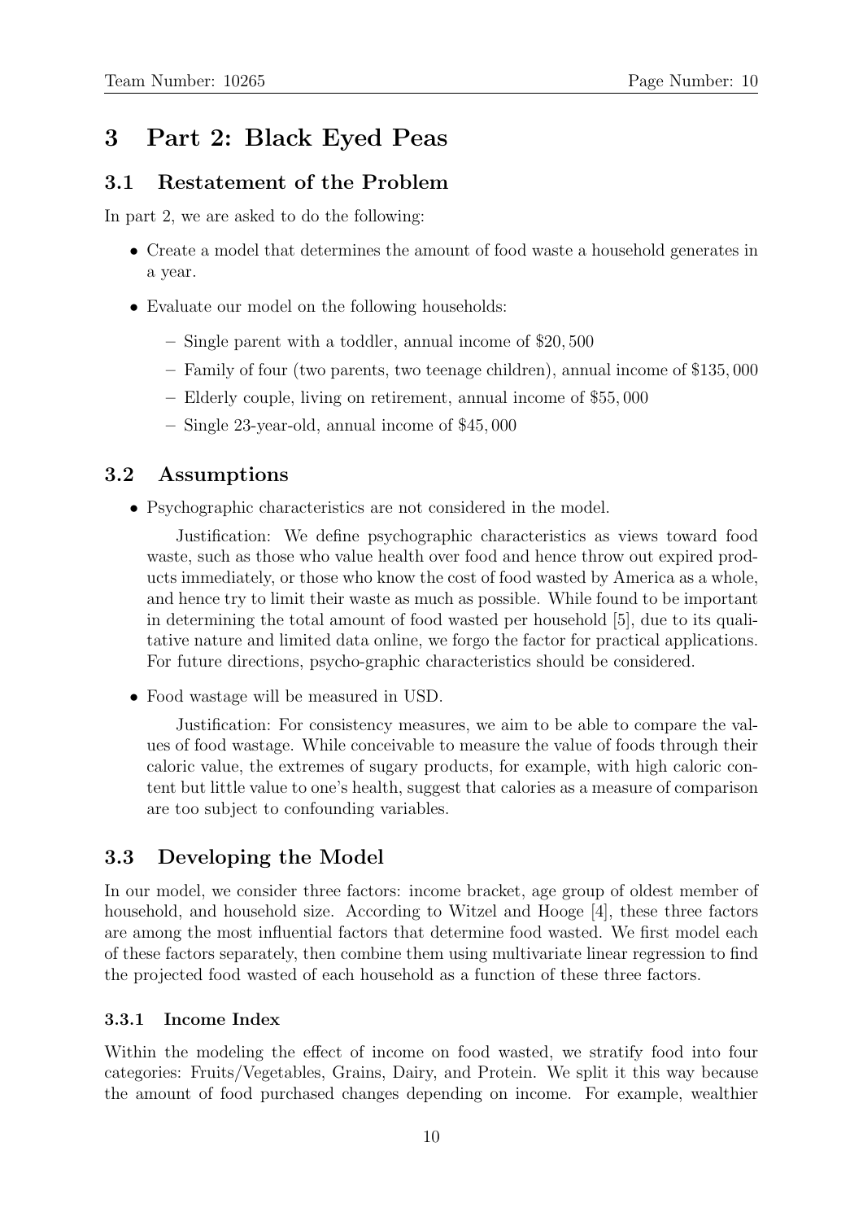# 3 Part 2: Black Eyed Peas

## 3.1 Restatement of the Problem

In part 2, we are asked to do the following:

- Create a model that determines the amount of food waste a household generates in a year.
- Evaluate our model on the following households:
  - Single parent with a toddler, annual income of $20,500
  - Family of four (two parents, two teenage children), annual income of $135,000
  - Elderly couple, living on retirement, annual income of $55,000
  - Single 23-year-old, annual income of $45,000

## 3.2 Assumptions

- Psychographic characteristics are not considered in the model.

  Justification: We define psychographic characteristics as views toward food waste, such as those who value health over food and hence throw out expired products immediately, or those who know the cost of food wasted by America as a whole, and hence try to limit their waste as much as possible. While found to be important in determining the total amount of food wasted per household [5], due to its qualitative nature and limited data online, we forgo the factor for practical applications. For future directions, psycho-graphic characteristics should be considered.

- Food wastage will be measured in USD.

  Justification: For consistency measures, we aim to be able to compare the values of food wastage. While conceivable to measure the value of foods through their caloric value, the extremes of sugary products, for example, with high caloric content but little value to one's health, suggest that calories as a measure of comparison are too subject to confounding variables.

## 3.3 Developing the Model

In our model, we consider three factors: income bracket, age group of oldest member of household, and household size. According to Witzel and Hooge [4], these three factors are among the most influential factors that determine food wasted. We first model each of these factors separately, then combine them using multivariate linear regression to find the projected food wasted of each household as a function of these three factors.

### 3.3.1 Income Index

Within the modeling the effect of income on food wasted, we stratify food into four categories: Fruits/Vegetables, Grains, Dairy, and Protein. We split it this way because the amount of food purchased changes depending on income. For example, wealthier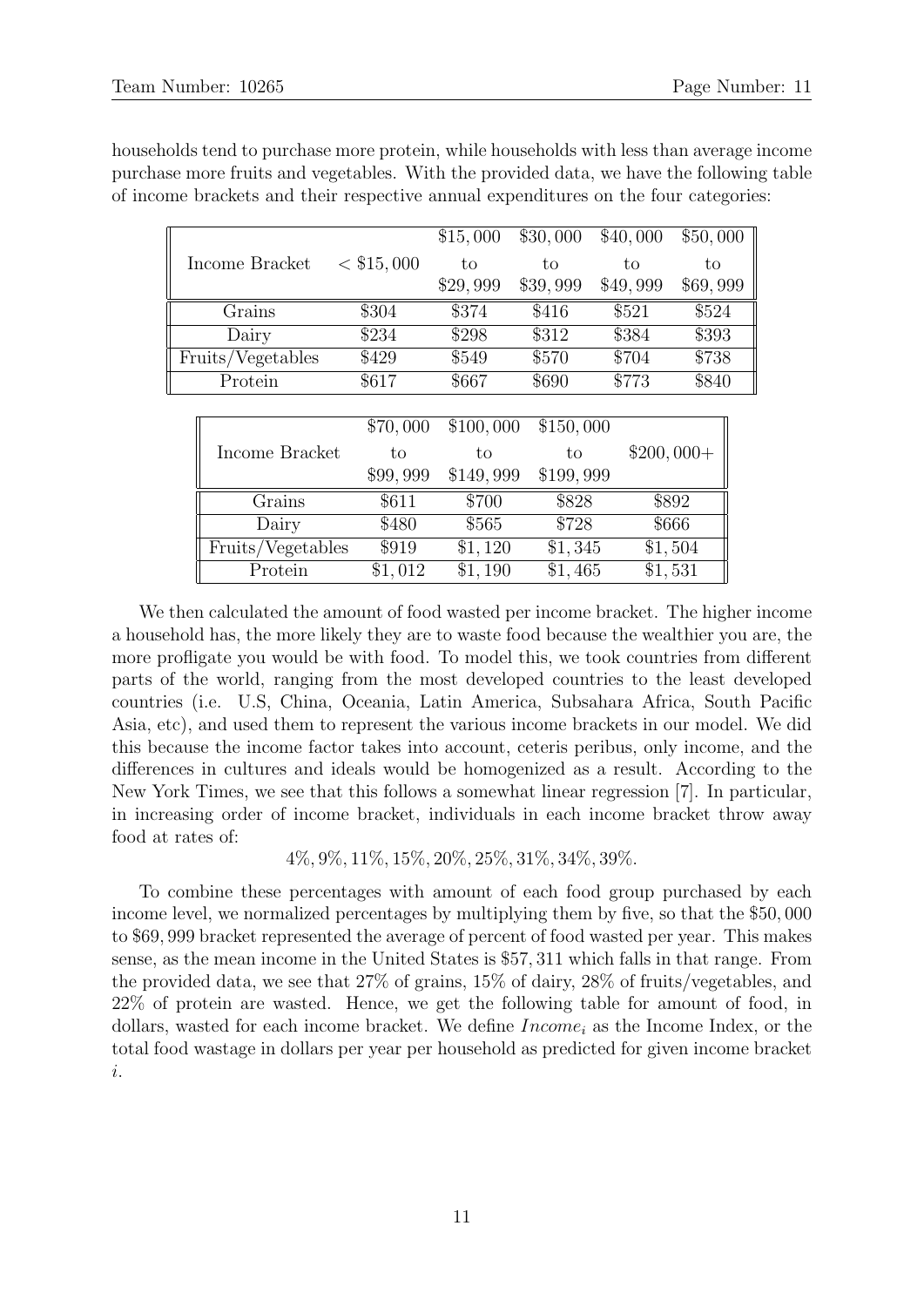households tend to purchase more protein, while households with less than average income purchase more fruits and vegetables. With the provided data, we have the following table of income brackets and their respective annual expenditures on the four categories:

| Income Bracket | < $15,000 | $15,000 to $29,999 | $30,000 to $39,999 | $40,000 to $49,999 | $50,000 to $69,999 |
|---|---|---|---|---|---|
| Grains | $304 | $374 | $416 | $521 | $524 |
| Dairy | $234 | $298 | $312 | $384 | $393 |
| Fruits/Vegetables | $429 | $549 | $570 | $704 | $738 |
| Protein | $617 | $667 | $690 | $773 | $840 |

| Income Bracket | $70,000 to $99,999 | $100,000 to $149,999 | $150,000 to $199,999 | $200,000+ |
|---|---|---|---|---|
| Grains | $611 | $700 | $828 | $892 |
| Dairy | $480 | $565 | $728 | $666 |
| Fruits/Vegetables | $919 | $1,120 | $1,345 | $1,504 |
| Protein | $1,012 | $1,190 | $1,465 | $1,531 |

We then calculated the amount of food wasted per income bracket. The higher income a household has, the more likely they are to waste food because the wealthier you are, the more profligate you would be with food. To model this, we took countries from different parts of the world, ranging from the most developed countries to the least developed countries (i.e. U.S, China, Oceania, Latin America, Subsahara Africa, South Pacific Asia, etc), and used them to represent the various income brackets in our model. We did this because the income factor takes into account, ceteris peribus, only income, and the differences in cultures and ideals would be homogenized as a result. According to the New York Times, we see that this follows a somewhat linear regression [7]. In particular, in increasing order of income bracket, individuals in each income bracket throw away food at rates of:

$$4\%, 9\%, 11\%, 15\%, 20\%, 25\%, 31\%, 34\%, 39\%.$$

To combine these percentages with amount of each food group purchased by each income level, we normalized percentages by multiplying them by five, so that the $50,000 to $69,999 bracket represented the average of percent of food wasted per year. This makes sense, as the mean income in the United States is $57,311 which falls in that range. From the provided data, we see that 27% of grains, 15% of dairy, 28% of fruits/vegetables, and 22% of protein are wasted. Hence, we get the following table for amount of food, in dollars, wasted for each income bracket. We define $Income_i$ as the Income Index, or the total food wastage in dollars per year per household as predicted for given income bracket $i$.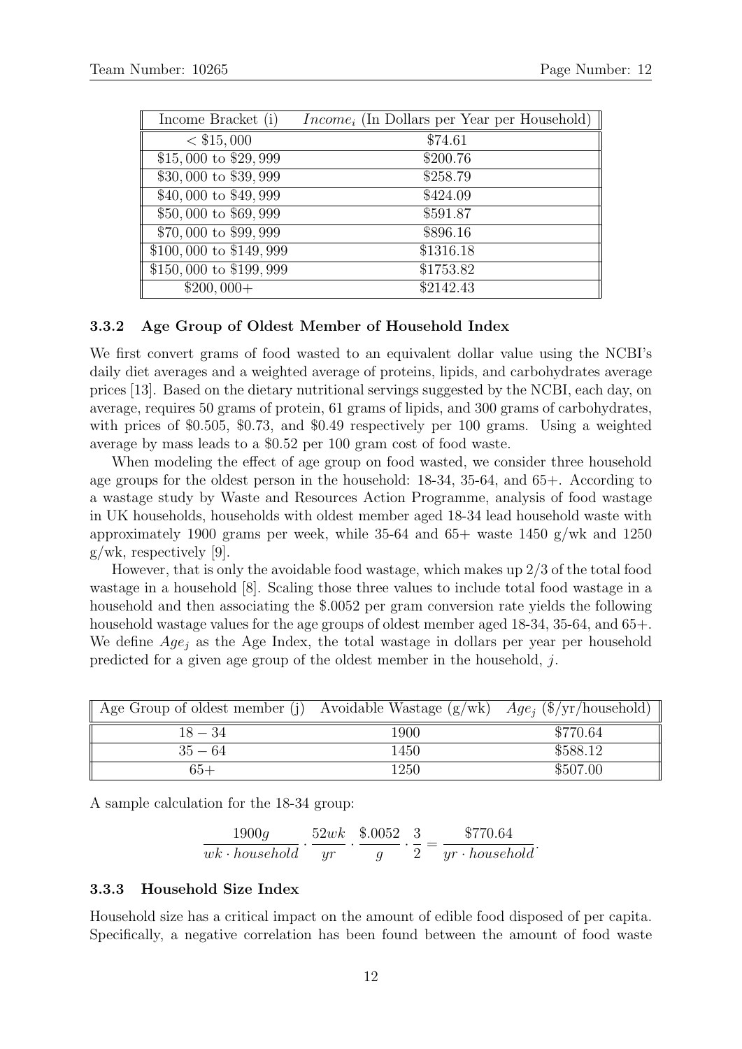| Income Bracket (i) | $Income_i$ (In Dollars per Year per Household) |
|---|---|
| $< \$15,000$ | \$74.61 |
| $\$15,000$ to $\$29,999$ | \$200.76 |
| $\$30,000$ to $\$39,999$ | \$258.79 |
| $\$40,000$ to $\$49,999$ | \$424.09 |
| $\$50,000$ to $\$69,999$ | \$591.87 |
| $\$70,000$ to $\$99,999$ | \$896.16 |
| $\$100,000$ to $\$149,999$ | \$1316.18 |
| $\$150,000$ to $\$199,999$ | \$1753.82 |
| $\$200,000+$ | \$2142.43 |

### 3.3.2 Age Group of Oldest Member of Household Index

We first convert grams of food wasted to an equivalent dollar value using the NCBI's daily diet averages and a weighted average of proteins, lipids, and carbohydrates average prices [13]. Based on the dietary nutritional servings suggested by the NCBI, each day, on average, requires 50 grams of protein, 61 grams of lipids, and 300 grams of carbohydrates, with prices of \$0.505, \$0.73, and \$0.49 respectively per 100 grams. Using a weighted average by mass leads to a \$0.52 per 100 gram cost of food waste.

When modeling the effect of age group on food wasted, we consider three household age groups for the oldest person in the household: 18-34, 35-64, and 65+. According to a wastage study by Waste and Resources Action Programme, analysis of food wastage in UK households, households with oldest member aged 18-34 lead household waste with approximately 1900 grams per week, while 35-64 and 65+ waste 1450 g/wk and 1250 g/wk, respectively [9].

However, that is only the avoidable food wastage, which makes up 2/3 of the total food wastage in a household [8]. Scaling those three values to include total food wastage in a household and then associating the \$.0052 per gram conversion rate yields the following household wastage values for the age groups of oldest member aged 18-34, 35-64, and 65+. We define $Age_j$ as the Age Index, the total wastage in dollars per year per household predicted for a given age group of the oldest member in the household, $j$.

| Age Group of oldest member (j) | Avoidable Wastage (g/wk) | $Age_j$ (\$/yr/household) |
|---|---|---|
| $18-34$ | 1900 | \$770.64 |
| $35-64$ | 1450 | \$588.12 |
| $65+$ | 1250 | \$507.00 |

A sample calculation for the 18-34 group:

$$\frac{1900g}{wk \cdot household} \cdot \frac{52wk}{yr} \cdot \frac{\$.0052}{g} \cdot \frac{3}{2} = \frac{\$770.64}{yr \cdot household}.$$

### 3.3.3 Household Size Index

Household size has a critical impact on the amount of edible food disposed of per capita. Specifically, a negative correlation has been found between the amount of food waste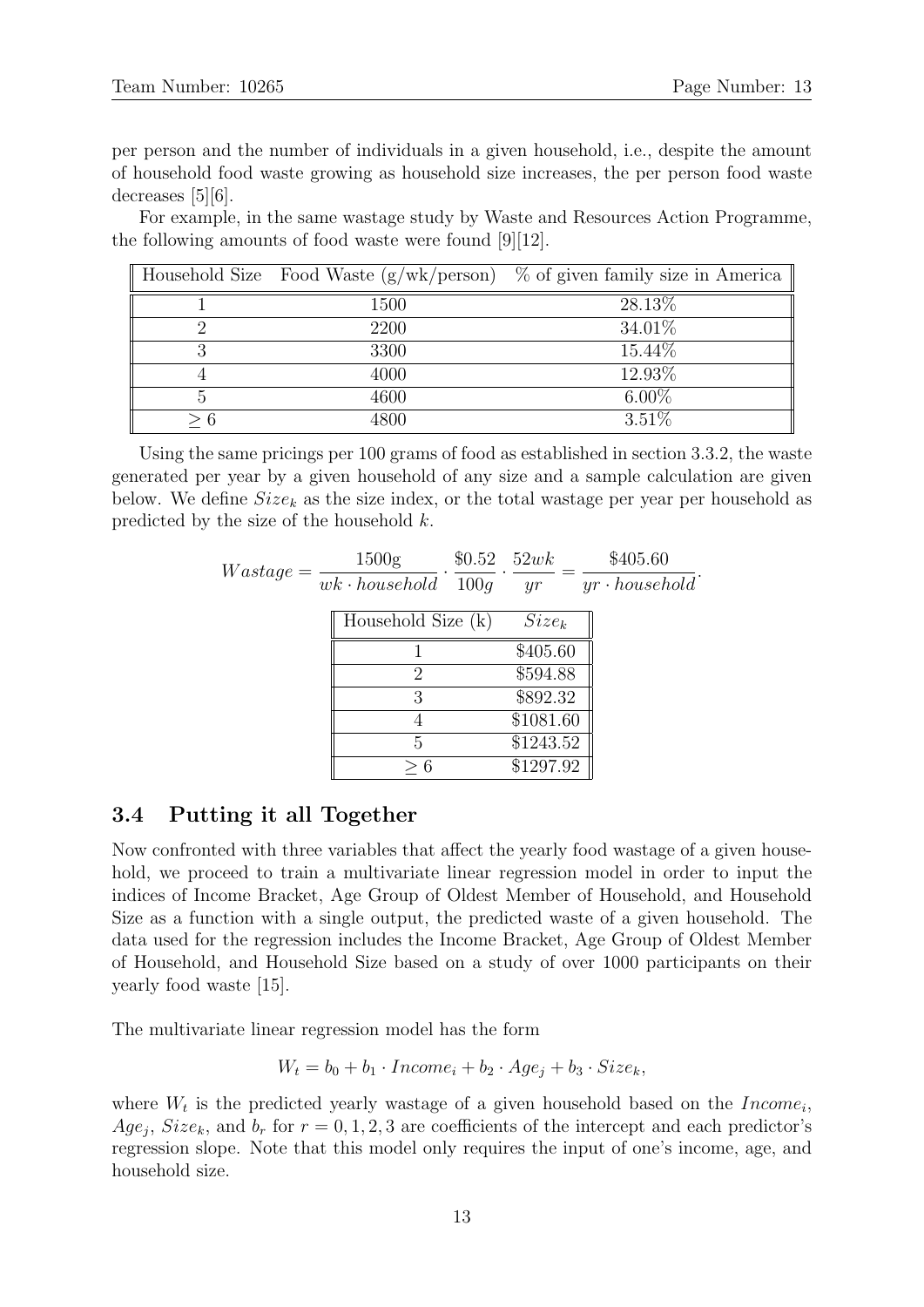per person and the number of individuals in a given household, i.e., despite the amount of household food waste growing as household size increases, the per person food waste decreases [5][6].

For example, in the same wastage study by Waste and Resources Action Programme, the following amounts of food waste were found [9][12].

| Household Size | Food Waste (g/wk/person) | % of given family size in America |
|---|---|---|
| 1 | 1500 | 28.13% |
| 2 | 2200 | 34.01% |
| 3 | 3300 | 15.44% |
| 4 | 4000 | 12.93% |
| 5 | 4600 | 6.00% |
| $\geq 6$ | 4800 | 3.51% |

Using the same pricings per 100 grams of food as established in section 3.3.2, the waste generated per year by a given household of any size and a sample calculation are given below. We define $Size_k$ as the size index, or the total wastage per year per household as predicted by the size of the household $k$.

$$Wastage = \frac{1500\text{g}}{wk \cdot household} \cdot \frac{\$0.52}{100g} \cdot \frac{52wk}{yr} = \frac{\$405.60}{yr \cdot household}.$$

| Household Size (k) | $Size_k$ |
|---|---|
| 1 | \$405.60 |
| 2 | \$594.88 |
| 3 | \$892.32 |
| 4 | \$1081.60 |
| 5 | \$1243.52 |
| $\geq 6$ | \$1297.92 |

## 3.4 Putting it all Together

Now confronted with three variables that affect the yearly food wastage of a given household, we proceed to train a multivariate linear regression model in order to input the indices of Income Bracket, Age Group of Oldest Member of Household, and Household Size as a function with a single output, the predicted waste of a given household. The data used for the regression includes the Income Bracket, Age Group of Oldest Member of Household, and Household Size based on a study of over 1000 participants on their yearly food waste [15].

The multivariate linear regression model has the form

$$W_t = b_0 + b_1 \cdot Income_i + b_2 \cdot Age_j + b_3 \cdot Size_k,$$

where $W_t$ is the predicted yearly wastage of a given household based on the $Income_i$, $Age_j$, $Size_k$, and $b_r$ for $r = 0, 1, 2, 3$ are coefficients of the intercept and each predictor's regression slope. Note that this model only requires the input of one's income, age, and household size.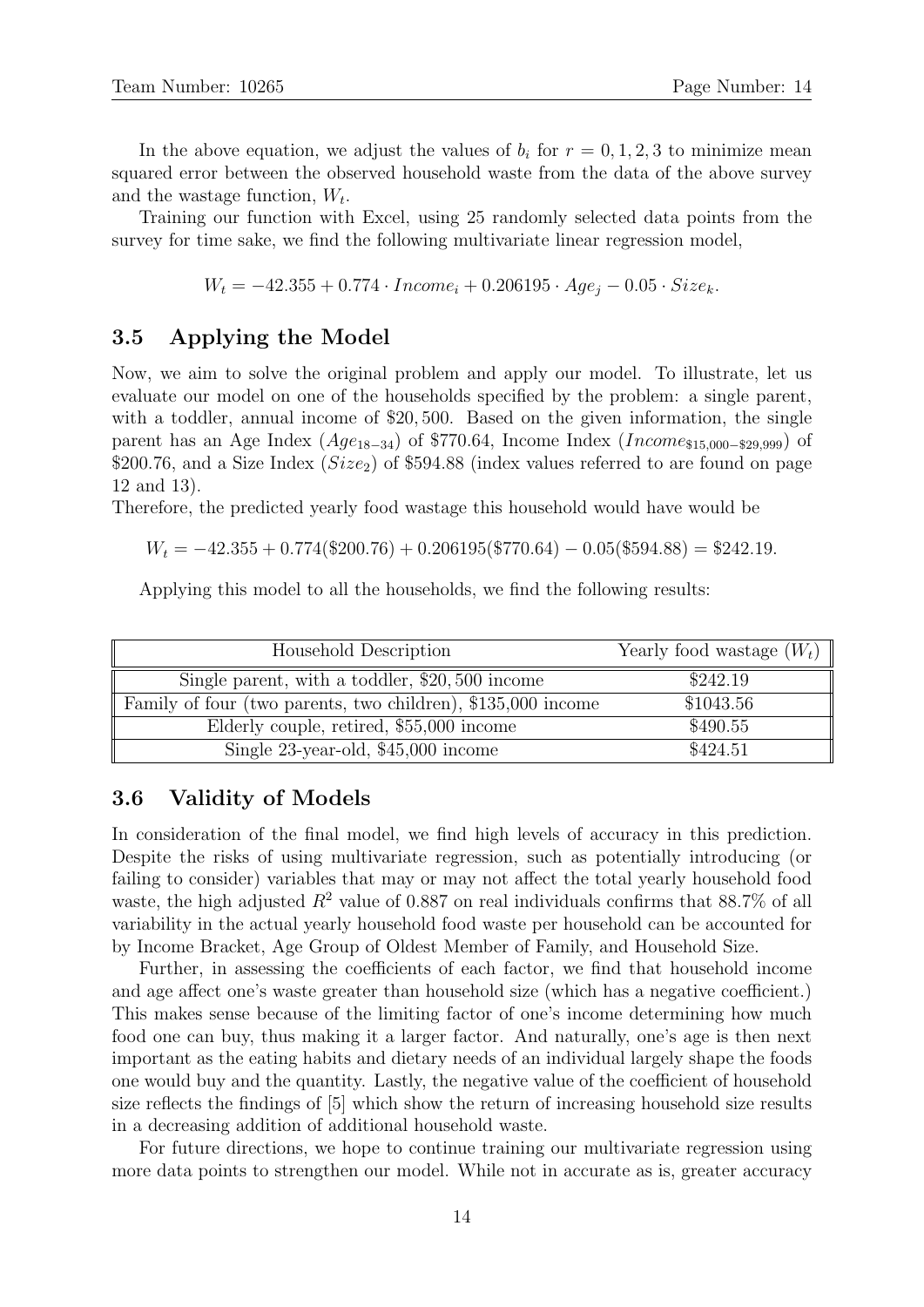In the above equation, we adjust the values of $b_i$ for $r = 0, 1, 2, 3$ to minimize mean squared error between the observed household waste from the data of the above survey and the wastage function, $W_t$.

Training our function with Excel, using 25 randomly selected data points from the survey for time sake, we find the following multivariate linear regression model,

$$W_t = -42.355 + 0.774 \cdot Income_i + 0.206195 \cdot Age_j - 0.05 \cdot Size_k.$$

### 3.5 Applying the Model

Now, we aim to solve the original problem and apply our model. To illustrate, let us evaluate our model on one of the households specified by the problem: a single parent, with a toddler, annual income of \$20,500. Based on the given information, the single parent has an Age Index ($Age_{18-34}$) of \$770.64, Income Index ($Income_{\$15,000-\$29,999}$) of \$200.76, and a Size Index ($Size_2$) of \$594.88 (index values referred to are found on page 12 and 13).

Therefore, the predicted yearly food wastage this household would have would be

$$W_t = -42.355 + 0.774(\$200.76) + 0.206195(\$770.64) - 0.05(\$594.88) = \$242.19.$$

Applying this model to all the households, we find the following results:

| Household Description | Yearly food wastage ($W_t$) |
|---|---|
| Single parent, with a toddler, \$20,500 income | \$242.19 |
| Family of four (two parents, two children), \$135,000 income | \$1043.56 |
| Elderly couple, retired, \$55,000 income | \$490.55 |
| Single 23-year-old, \$45,000 income | \$424.51 |

### 3.6 Validity of Models

In consideration of the final model, we find high levels of accuracy in this prediction. Despite the risks of using multivariate regression, such as potentially introducing (or failing to consider) variables that may or may not affect the total yearly household food waste, the high adjusted $R^2$ value of 0.887 on real individuals confirms that 88.7% of all variability in the actual yearly household food waste per household can be accounted for by Income Bracket, Age Group of Oldest Member of Family, and Household Size.

Further, in assessing the coefficients of each factor, we find that household income and age affect one's waste greater than household size (which has a negative coefficient.) This makes sense because of the limiting factor of one's income determining how much food one can buy, thus making it a larger factor. And naturally, one's age is then next important as the eating habits and dietary needs of an individual largely shape the foods one would buy and the quantity. Lastly, the negative value of the coefficient of household size reflects the findings of [5] which show the return of increasing household size results in a decreasing addition of additional household waste.

For future directions, we hope to continue training our multivariate regression using more data points to strengthen our model. While not in accurate as is, greater accuracy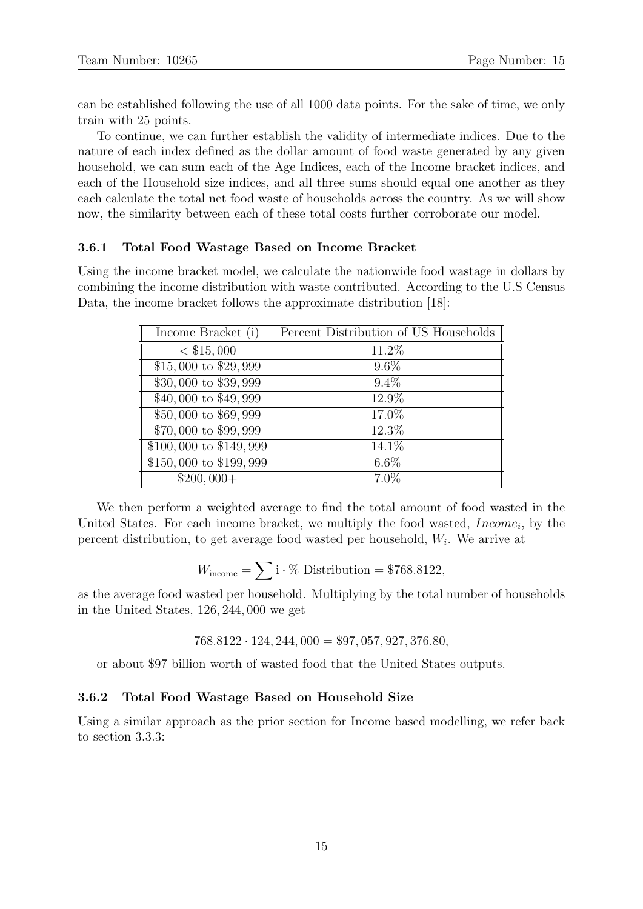can be established following the use of all 1000 data points. For the sake of time, we only train with 25 points.

To continue, we can further establish the validity of intermediate indices. Due to the nature of each index defined as the dollar amount of food waste generated by any given household, we can sum each of the Age Indices, each of the Income bracket indices, and each of the Household size indices, and all three sums should equal one another as they each calculate the total net food waste of households across the country. As we will show now, the similarity between each of these total costs further corroborate our model.

### 3.6.1 Total Food Wastage Based on Income Bracket

Using the income bracket model, we calculate the nationwide food wastage in dollars by combining the income distribution with waste contributed. According to the U.S Census Data, the income bracket follows the approximate distribution [18]:

| Income Bracket (i) | Percent Distribution of US Households |
|---|---|
| < \$15,000 | 11.2% |
| \$15,000 to \$29,999 | 9.6% |
| \$30,000 to \$39,999 | 9.4% |
| \$40,000 to \$49,999 | 12.9% |
| \$50,000 to \$69,999 | 17.0% |
| \$70,000 to \$99,999 | 12.3% |
| \$100,000 to \$149,999 | 14.1% |
| \$150,000 to \$199,999 | 6.6% |
| \$200,000+ | 7.0% |

We then perform a weighted average to find the total amount of food wasted in the United States. For each income bracket, we multiply the food wasted, $Income_i$, by the percent distribution, to get average food wasted per household, $W_i$. We arrive at

$$W_{\text{income}} = \sum \text{i} \cdot \% \text{ Distribution} = \$768.8122,$$

as the average food wasted per household. Multiplying by the total number of households in the United States, 126,244,000 we get

$$768.8122 \cdot 124,244,000 = \$97,057,927,376.80,$$

or about \$97 billion worth of wasted food that the United States outputs.

### 3.6.2 Total Food Wastage Based on Household Size

Using a similar approach as the prior section for Income based modelling, we refer back to section 3.3.3: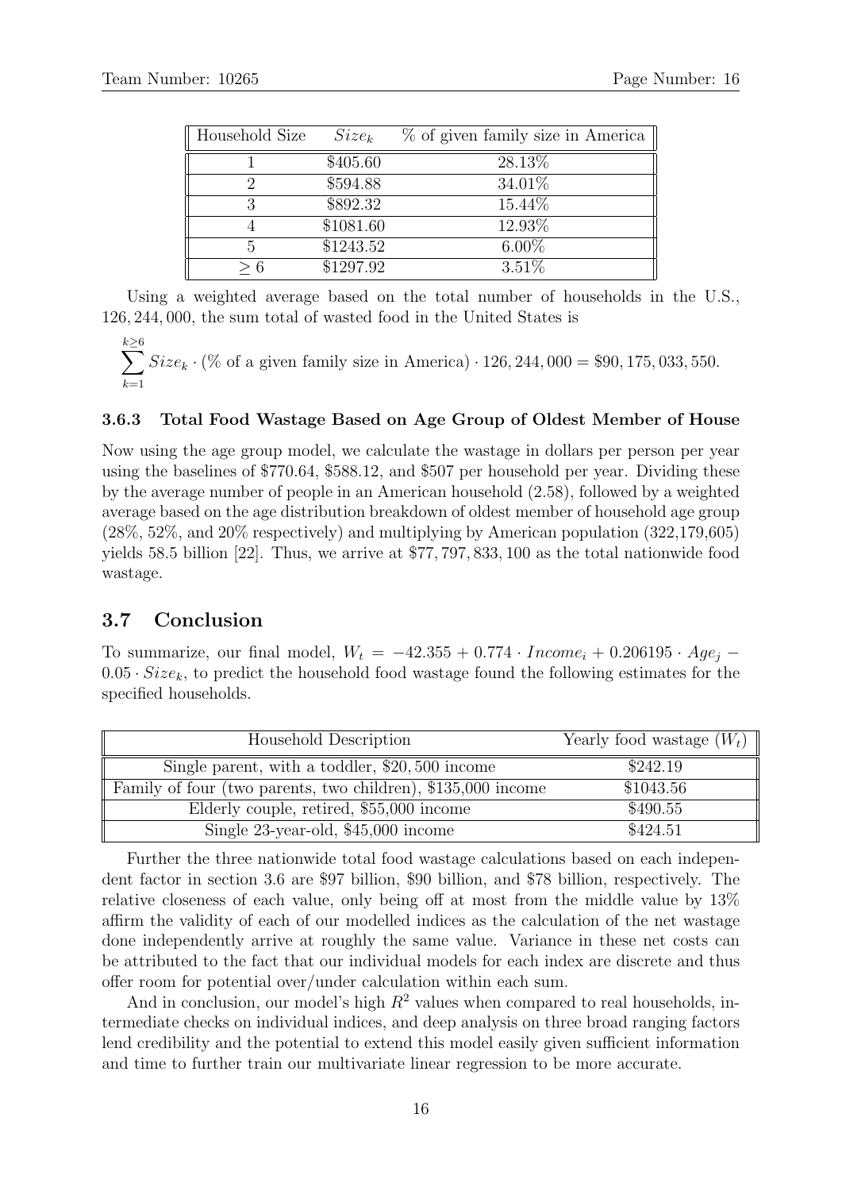| Household Size | $Size_k$ | % of given family size in America |
|---|---|---|
| 1 | \$405.60 | 28.13% |
| 2 | \$594.88 | 34.01% |
| 3 | \$892.32 | 15.44% |
| 4 | \$1081.60 | 12.93% |
| 5 | \$1243.52 | 6.00% |
| $\geq 6$ | \$1297.92 | 3.51% |

Using a weighted average based on the total number of households in the U.S., 126,244,000, the sum total of wasted food in the United States is

$$\sum_{k=1}^{k\geq 6} Size_k \cdot (\text{\% of a given family size in America}) \cdot 126,244,000 = \$90,175,033,550.$$

#### 3.6.3 Total Food Wastage Based on Age Group of Oldest Member of House

Now using the age group model, we calculate the wastage in dollars per person per year using the baselines of \$770.64, \$588.12, and \$507 per household per year. Dividing these by the average number of people in an American household (2.58), followed by a weighted average based on the age distribution breakdown of oldest member of household age group (28%, 52%, and 20% respectively) and multiplying by American population (322,179,605) yields 58.5 billion [22]. Thus, we arrive at \$77,797,833,100 as the total nationwide food wastage.

## 3.7 Conclusion

To summarize, our final model, $W_t = -42.355 + 0.774 \cdot Income_i + 0.206195 \cdot Age_j - 0.05 \cdot Size_k$, to predict the household food wastage found the following estimates for the specified households.

| Household Description | Yearly food wastage ($W_t$) |
|---|---|
| Single parent, with a toddler, \$20,500 income | \$242.19 |
| Family of four (two parents, two children), \$135,000 income | \$1043.56 |
| Elderly couple, retired, \$55,000 income | \$490.55 |
| Single 23-year-old, \$45,000 income | \$424.51 |

Further the three nationwide total food wastage calculations based on each independent factor in section 3.6 are \$97 billion, \$90 billion, and \$78 billion, respectively. The relative closeness of each value, only being off at most from the middle value by 13% affirm the validity of each of our modelled indices as the calculation of the net wastage done independently arrive at roughly the same value. Variance in these net costs can be attributed to the fact that our individual models for each index are discrete and thus offer room for potential over/under calculation within each sum.

And in conclusion, our model's high $R^2$ values when compared to real households, intermediate checks on individual indices, and deep analysis on three broad ranging factors lend credibility and the potential to extend this model easily given sufficient information and time to further train our multivariate linear regression to be more accurate.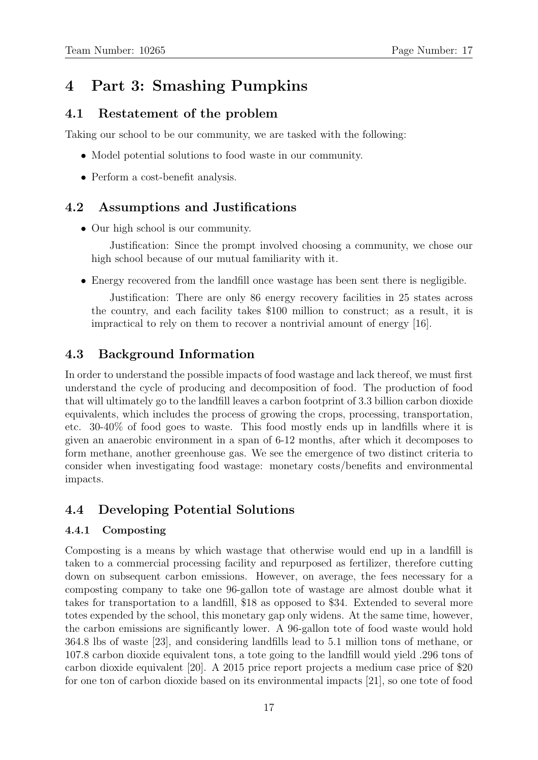# 4 Part 3: Smashing Pumpkins

## 4.1 Restatement of the problem

Taking our school to be our community, we are tasked with the following:

- Model potential solutions to food waste in our community.
- Perform a cost-benefit analysis.

## 4.2 Assumptions and Justifications

- Our high school is our community.

  Justification: Since the prompt involved choosing a community, we chose our high school because of our mutual familiarity with it.

- Energy recovered from the landfill once wastage has been sent there is negligible.

  Justification: There are only 86 energy recovery facilities in 25 states across the country, and each facility takes $100 million to construct; as a result, it is impractical to rely on them to recover a nontrivial amount of energy [16].

## 4.3 Background Information

In order to understand the possible impacts of food wastage and lack thereof, we must first understand the cycle of producing and decomposition of food. The production of food that will ultimately go to the landfill leaves a carbon footprint of 3.3 billion carbon dioxide equivalents, which includes the process of growing the crops, processing, transportation, etc. 30-40% of food goes to waste. This food mostly ends up in landfills where it is given an anaerobic environment in a span of 6-12 months, after which it decomposes to form methane, another greenhouse gas. We see the emergence of two distinct criteria to consider when investigating food wastage: monetary costs/benefits and environmental impacts.

## 4.4 Developing Potential Solutions

### 4.4.1 Composting

Composting is a means by which wastage that otherwise would end up in a landfill is taken to a commercial processing facility and repurposed as fertilizer, therefore cutting down on subsequent carbon emissions. However, on average, the fees necessary for a composting company to take one 96-gallon tote of wastage are almost double what it takes for transportation to a landfill, $18 as opposed to $34. Extended to several more totes expended by the school, this monetary gap only widens. At the same time, however, the carbon emissions are significantly lower. A 96-gallon tote of food waste would hold 364.8 lbs of waste [23], and considering landfills lead to 5.1 million tons of methane, or 107.8 carbon dioxide equivalent tons, a tote going to the landfill would yield .296 tons of carbon dioxide equivalent [20]. A 2015 price report projects a medium case price of $20 for one ton of carbon dioxide based on its environmental impacts [21], so one tote of food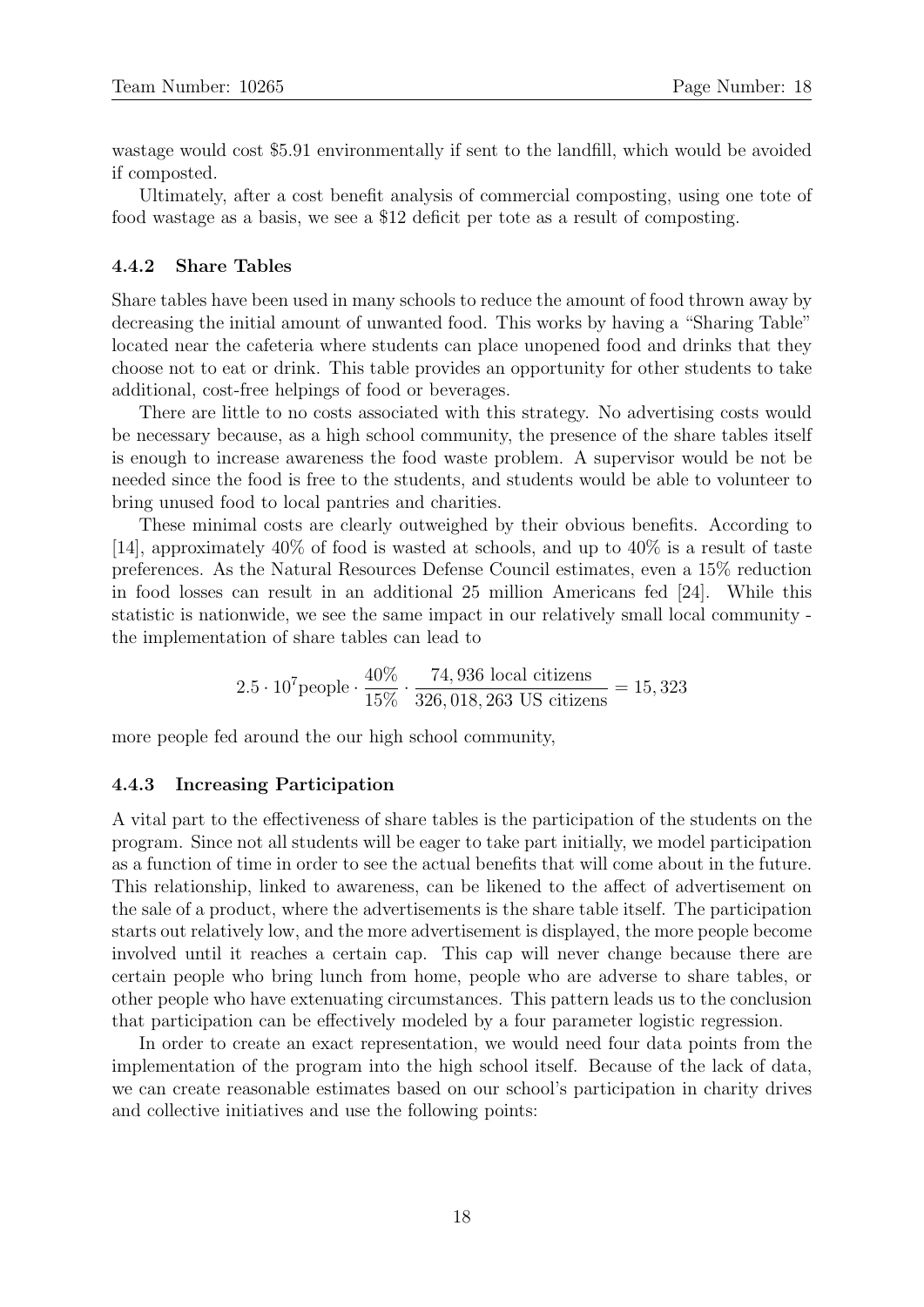wastage would cost \$5.91 environmentally if sent to the landfill, which would be avoided if composted.

Ultimately, after a cost benefit analysis of commercial composting, using one tote of food wastage as a basis, we see a \$12 deficit per tote as a result of composting.

### 4.4.2 Share Tables

Share tables have been used in many schools to reduce the amount of food thrown away by decreasing the initial amount of unwanted food. This works by having a "Sharing Table" located near the cafeteria where students can place unopened food and drinks that they choose not to eat or drink. This table provides an opportunity for other students to take additional, cost-free helpings of food or beverages.

There are little to no costs associated with this strategy. No advertising costs would be necessary because, as a high school community, the presence of the share tables itself is enough to increase awareness the food waste problem. A supervisor would be not be needed since the food is free to the students, and students would be able to volunteer to bring unused food to local pantries and charities.

These minimal costs are clearly outweighed by their obvious benefits. According to [14], approximately 40% of food is wasted at schools, and up to 40% is a result of taste preferences. As the Natural Resources Defense Council estimates, even a 15% reduction in food losses can result in an additional 25 million Americans fed [24]. While this statistic is nationwide, we see the same impact in our relatively small local community - the implementation of share tables can lead to

$$2.5 \cdot 10^7 \text{people} \cdot \frac{40\%}{15\%} \cdot \frac{74,936 \text{ local citizens}}{326,018,263 \text{ US citizens}} = 15,323$$

more people fed around the our high school community,

### 4.4.3 Increasing Participation

A vital part to the effectiveness of share tables is the participation of the students on the program. Since not all students will be eager to take part initially, we model participation as a function of time in order to see the actual benefits that will come about in the future. This relationship, linked to awareness, can be likened to the affect of advertisement on the sale of a product, where the advertisements is the share table itself. The participation starts out relatively low, and the more advertisement is displayed, the more people become involved until it reaches a certain cap. This cap will never change because there are certain people who bring lunch from home, people who are adverse to share tables, or other people who have extenuating circumstances. This pattern leads us to the conclusion that participation can be effectively modeled by a four parameter logistic regression.

In order to create an exact representation, we would need four data points from the implementation of the program into the high school itself. Because of the lack of data, we can create reasonable estimates based on our school's participation in charity drives and collective initiatives and use the following points: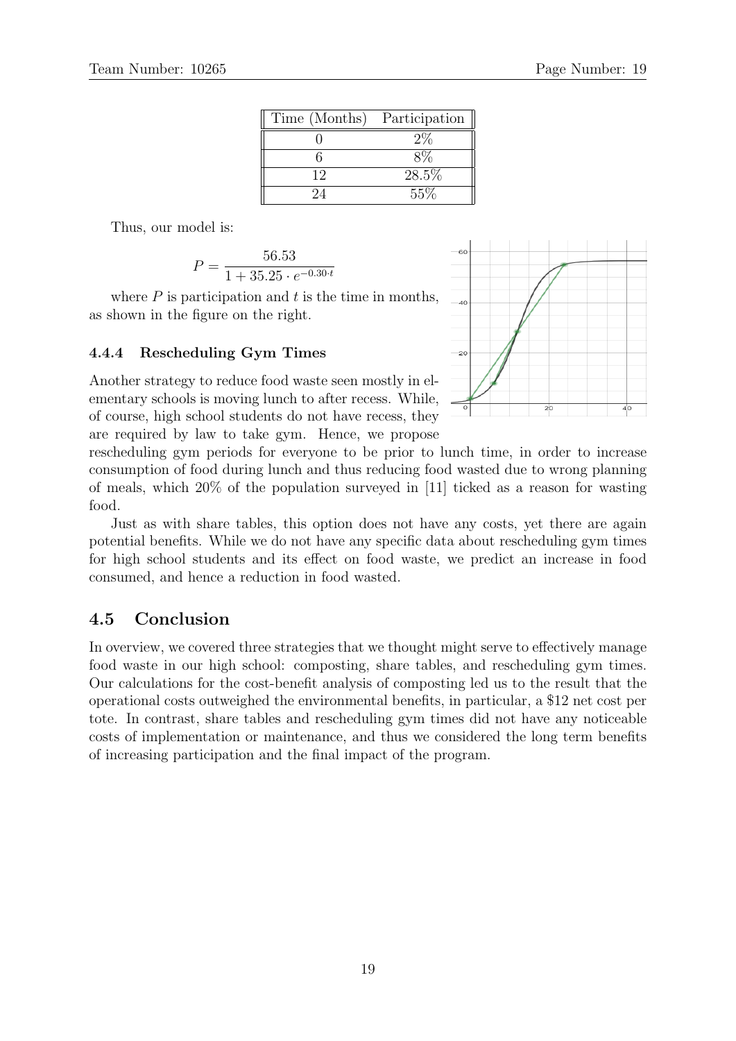| Time (Months) | Participation |
|---|---|
| 0 | 2% |
| 6 | 8% |
| 12 | 28.5% |
| 24 | 55% |

Thus, our model is:

$$P = \frac{56.53}{1 + 35.25 \cdot e^{-0.30 \cdot t}}$$

where $P$ is participation and $t$ is the time in months, as shown in the figure on the right.

60
40
20
0
20
40

#### 4.4.4 Rescheduling Gym Times

Another strategy to reduce food waste seen mostly in elementary schools is moving lunch to after recess. While, of course, high school students do not have recess, they are required by law to take gym. Hence, we propose rescheduling gym periods for everyone to be prior to lunch time, in order to increase consumption of food during lunch and thus reducing food wasted due to wrong planning of meals, which 20% of the population surveyed in [11] ticked as a reason for wasting food.

Just as with share tables, this option does not have any costs, yet there are again potential benefits. While we do not have any specific data about rescheduling gym times for high school students and its effect on food waste, we predict an increase in food consumed, and hence a reduction in food wasted.

### 4.5 Conclusion

In overview, we covered three strategies that we thought might serve to effectively manage food waste in our high school: composting, share tables, and rescheduling gym times. Our calculations for the cost-benefit analysis of composting led us to the result that the operational costs outweighed the environmental benefits, in particular, a $12 net cost per tote. In contrast, share tables and rescheduling gym times did not have any noticeable costs of implementation or maintenance, and thus we considered the long term benefits of increasing participation and the final impact of the program.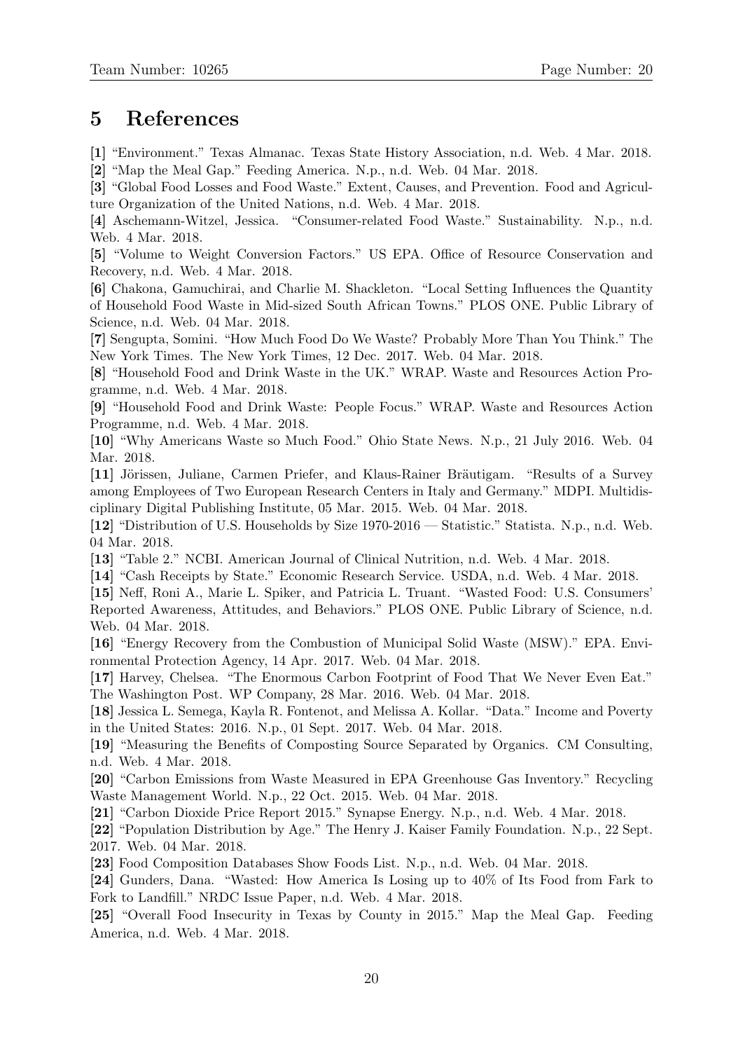# 5 References

**[1]** "Environment." Texas Almanac. Texas State History Association, n.d. Web. 4 Mar. 2018.

**[2]** "Map the Meal Gap." Feeding America. N.p., n.d. Web. 04 Mar. 2018.

**[3]** "Global Food Losses and Food Waste." Extent, Causes, and Prevention. Food and Agriculture Organization of the United Nations, n.d. Web. 4 Mar. 2018.

**[4]** Aschemann-Witzel, Jessica. "Consumer-related Food Waste." Sustainability. N.p., n.d. Web. 4 Mar. 2018.

**[5]** "Volume to Weight Conversion Factors." US EPA. Office of Resource Conservation and Recovery, n.d. Web. 4 Mar. 2018.

**[6]** Chakona, Gamuchirai, and Charlie M. Shackleton. "Local Setting Influences the Quantity of Household Food Waste in Mid-sized South African Towns." PLOS ONE. Public Library of Science, n.d. Web. 04 Mar. 2018.

**[7]** Sengupta, Somini. "How Much Food Do We Waste? Probably More Than You Think." The New York Times. The New York Times, 12 Dec. 2017. Web. 04 Mar. 2018.

**[8]** "Household Food and Drink Waste in the UK." WRAP. Waste and Resources Action Programme, n.d. Web. 4 Mar. 2018.

**[9]** "Household Food and Drink Waste: People Focus." WRAP. Waste and Resources Action Programme, n.d. Web. 4 Mar. 2018.

**[10]** "Why Americans Waste so Much Food." Ohio State News. N.p., 21 July 2016. Web. 04 Mar. 2018.

**[11]** Jörissen, Juliane, Carmen Priefer, and Klaus-Rainer Bräutigam. "Results of a Survey among Employees of Two European Research Centers in Italy and Germany." MDPI. Multidisciplinary Digital Publishing Institute, 05 Mar. 2015. Web. 04 Mar. 2018.

**[12]** "Distribution of U.S. Households by Size 1970-2016 — Statistic." Statista. N.p., n.d. Web. 04 Mar. 2018.

**[13]** "Table 2." NCBI. American Journal of Clinical Nutrition, n.d. Web. 4 Mar. 2018.

**[14]** "Cash Receipts by State." Economic Research Service. USDA, n.d. Web. 4 Mar. 2018.

**[15]** Neff, Roni A., Marie L. Spiker, and Patricia L. Truant. "Wasted Food: U.S. Consumers' Reported Awareness, Attitudes, and Behaviors." PLOS ONE. Public Library of Science, n.d. Web. 04 Mar. 2018.

**[16]** "Energy Recovery from the Combustion of Municipal Solid Waste (MSW)." EPA. Environmental Protection Agency, 14 Apr. 2017. Web. 04 Mar. 2018.

**[17]** Harvey, Chelsea. "The Enormous Carbon Footprint of Food That We Never Even Eat." The Washington Post. WP Company, 28 Mar. 2016. Web. 04 Mar. 2018.

**[18]** Jessica L. Semega, Kayla R. Fontenot, and Melissa A. Kollar. "Data." Income and Poverty in the United States: 2016. N.p., 01 Sept. 2017. Web. 04 Mar. 2018.

**[19]** "Measuring the Benefits of Composting Source Separated by Organics. CM Consulting, n.d. Web. 4 Mar. 2018.

**[20]** "Carbon Emissions from Waste Measured in EPA Greenhouse Gas Inventory." Recycling Waste Management World. N.p., 22 Oct. 2015. Web. 04 Mar. 2018.

**[21]** "Carbon Dioxide Price Report 2015." Synapse Energy. N.p., n.d. Web. 4 Mar. 2018.

**[22]** "Population Distribution by Age." The Henry J. Kaiser Family Foundation. N.p., 22 Sept. 2017. Web. 04 Mar. 2018.

**[23]** Food Composition Databases Show Foods List. N.p., n.d. Web. 04 Mar. 2018.

**[24]** Gunders, Dana. "Wasted: How America Is Losing up to 40% of Its Food from Fark to Fork to Landfill." NRDC Issue Paper, n.d. Web. 4 Mar. 2018.

**[25]** "Overall Food Insecurity in Texas by County in 2015." Map the Meal Gap. Feeding America, n.d. Web. 4 Mar. 2018.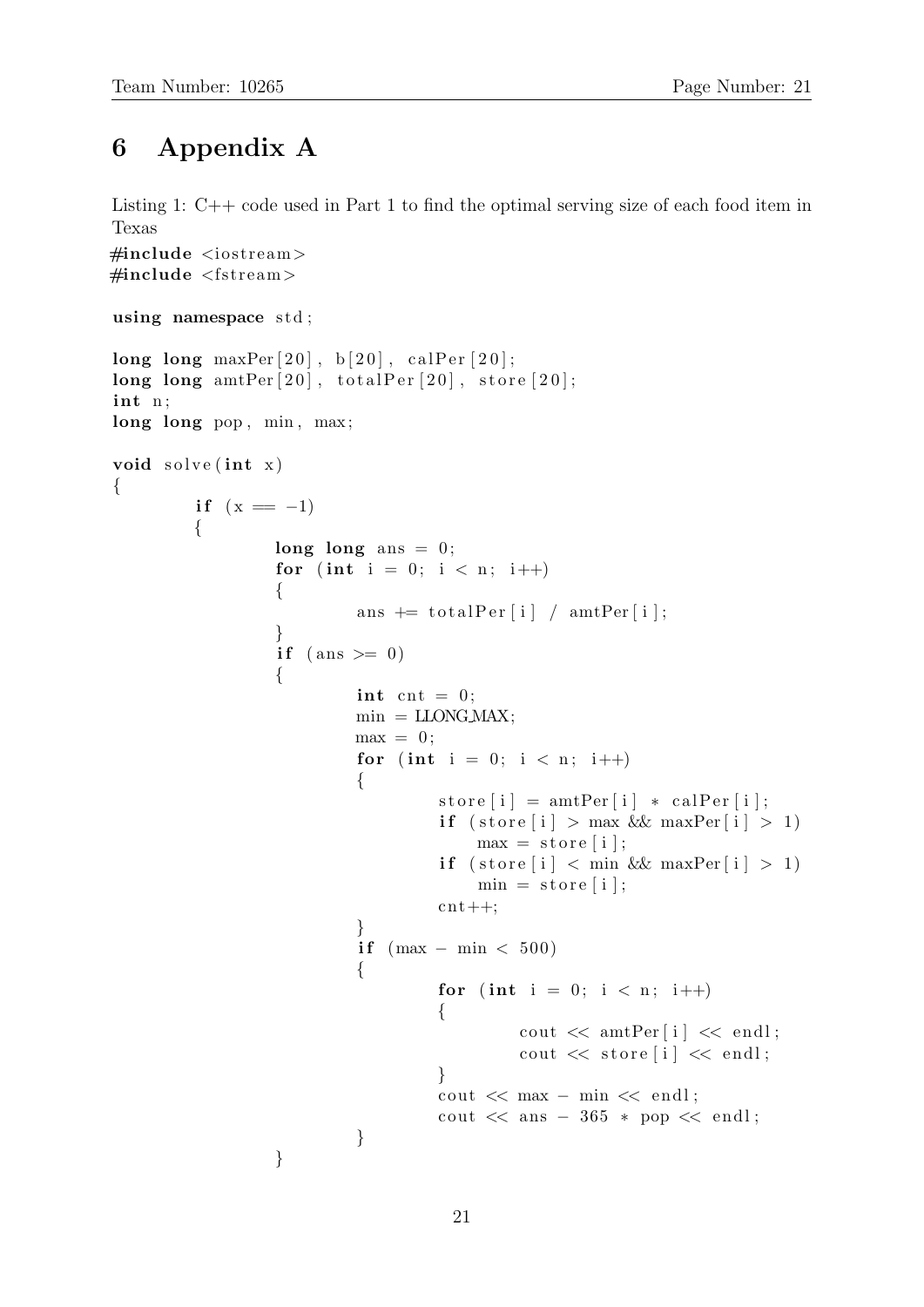# 6 Appendix A

Listing 1: C++ code used in Part 1 to find the optimal serving size of each food item in Texas

```
#include <iostream>
#include <fstream>

using namespace std;

long long maxPer[20], b[20], calPer[20];
long long amtPer[20], totalPer[20], store[20];
int n;
long long pop, min, max;

void solve(int x)
{
        if (x == -1)
        {
                long long ans = 0;
                for (int i = 0; i < n; i++)
                {
                        ans += totalPer[i] / amtPer[i];
                }
                if (ans >= 0)
                {
                        int cnt = 0;
                        min = LLONG_MAX;
                        max = 0;
                        for (int i = 0; i < n; i++)
                        {
                                store[i] = amtPer[i] * calPer[i];
                                if (store[i] > max && maxPer[i] > 1)
                                    max = store[i];
                                if (store[i] < min && maxPer[i] > 1)
                                    min = store[i];
                                cnt++;
                        }
                        if (max - min < 500)
                        {
                                for (int i = 0; i < n; i++)
                                {
                                        cout << amtPer[i] << endl;
                                        cout << store[i] << endl;
                                }
                                cout << max - min << endl;
                                cout << ans - 365 * pop << endl;
                        }
                }
```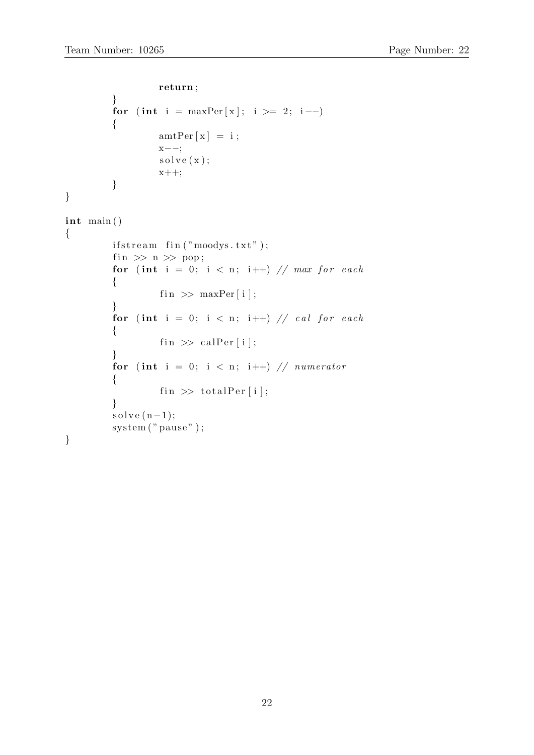```
                return;
        }
        for (int i = maxPer[x]; i >= 2; i--)
        {
                amtPer[x] = i;
                x--;
                solve(x);
                x++;
        }
}

int main()
{
        ifstream fin("moodys.txt");
        fin >> n >> pop;
        for (int i = 0; i < n; i++) // max for each
        {
                fin >> maxPer[i];
        }
        for (int i = 0; i < n; i++) // cal for each
        {
                fin >> calPer[i];
        }
        for (int i = 0; i < n; i++) // numerator
        {
                fin >> totalPer[i];
        }
        solve(n-1);
        system("pause");
}
```